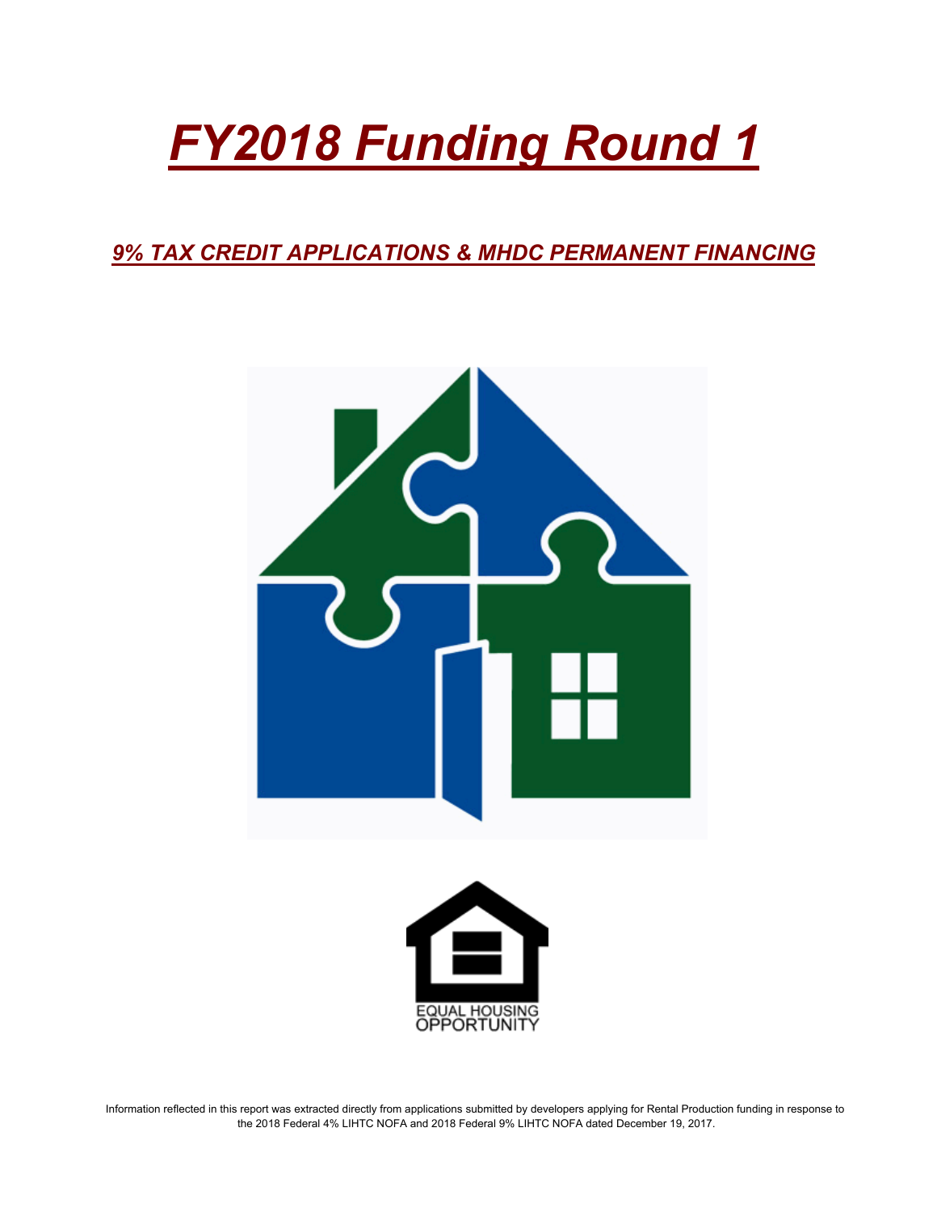# FY2018 Funding Round 1

## 9% TAX CREDIT APPLICATIONS & MHDC PERMANENT FINANCING

EQUAL HOUSING OPPORTUNITY

Information reflected in this report was extracted directly from applications submitted by developers applying for Rental Production funding in response to the 2018 Federal 4% LIHTC NOFA and 2018 Federal 9% LIHTC NOFA dated December 19, 2017.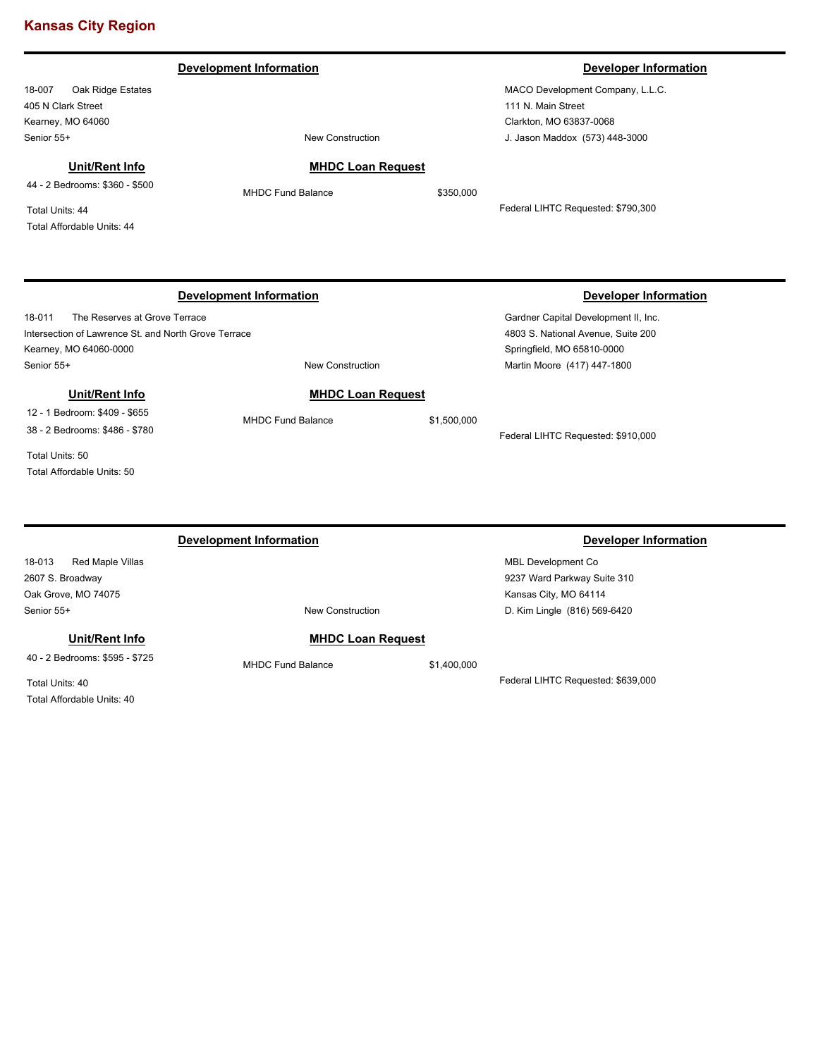# Kansas City Region

---

### Development Information

18-007 Oak Ridge Estates
405 N Clark Street
Kearney, MO 64060
Senior 55+

New Construction

### Developer Information

MACO Development Company, L.L.C.
111 N. Main Street
Clarkton, MO 63837-0068
J. Jason Maddox (573) 448-3000

**Unit/Rent Info**

44 - 2 Bedrooms: $360 - $500

Total Units: 44
Total Affordable Units: 44

**MHDC Loan Request**

MHDC Fund Balance $350,000

Federal LIHTC Requested: $790,300

---

### Development Information

18-011 The Reserves at Grove Terrace
Intersection of Lawrence St. and North Grove Terrace
Kearney, MO 64060-0000
Senior 55+

New Construction

### Developer Information

Gardner Capital Development II, Inc.
4803 S. National Avenue, Suite 200
Springfield, MO 65810-0000
Martin Moore (417) 447-1800

**Unit/Rent Info**

12 - 1 Bedroom: $409 - $655
38 - 2 Bedrooms: $486 - $780

Total Units: 50
Total Affordable Units: 50

**MHDC Loan Request**

MHDC Fund Balance $1,500,000

Federal LIHTC Requested: $910,000

---

### Development Information

18-013 Red Maple Villas
2607 S. Broadway
Oak Grove, MO 74075
Senior 55+

New Construction

### Developer Information

MBL Development Co
9237 Ward Parkway Suite 310
Kansas City, MO 64114
D. Kim Lingle (816) 569-6420

**Unit/Rent Info**

40 - 2 Bedrooms: $595 - $725

Total Units: 40
Total Affordable Units: 40

**MHDC Loan Request**

MHDC Fund Balance $1,400,000

Federal LIHTC Requested: $639,000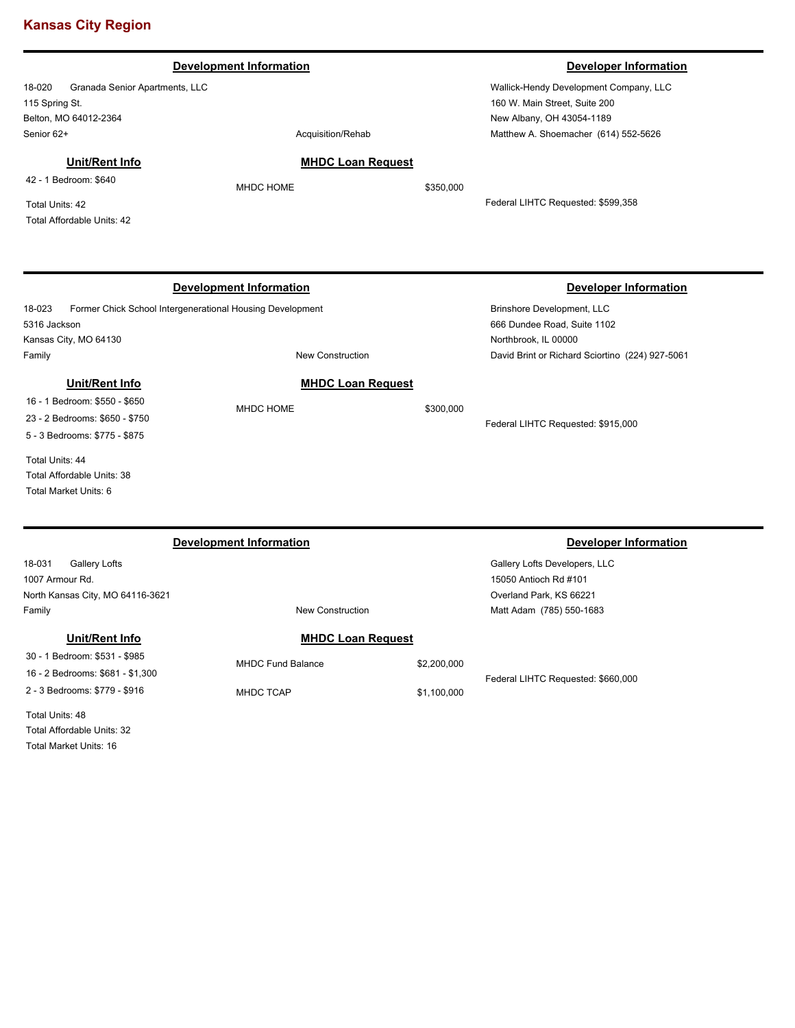## Kansas City Region

---

### Development Information

18-020 Granada Senior Apartments, LLC
115 Spring St.
Belton, MO 64012-2364
Senior 62+

Acquisition/Rehab

### Developer Information

Wallick-Hendy Development Company, LLC
160 W. Main Street, Suite 200
New Albany, OH 43054-1189
Matthew A. Shoemacher (614) 552-5626

### Unit/Rent Info

42 - 1 Bedroom: $640

Total Units: 42
Total Affordable Units: 42

### MHDC Loan Request

MHDC HOME $350,000

Federal LIHTC Requested: $599,358

---

### Development Information

18-023 Former Chick School Intergenerational Housing Development
5316 Jackson
Kansas City, MO 64130
Family

New Construction

### Developer Information

Brinshore Development, LLC
666 Dundee Road, Suite 1102
Northbrook, IL 00000
David Brint or Richard Sciortino (224) 927-5061

### Unit/Rent Info

16 - 1 Bedroom: $550 - $650
23 - 2 Bedrooms: $650 - $750
5 - 3 Bedrooms: $775 - $875

Total Units: 44
Total Affordable Units: 38
Total Market Units: 6

### MHDC Loan Request

MHDC HOME $300,000

Federal LIHTC Requested: $915,000

---

### Development Information

18-031 Gallery Lofts
1007 Armour Rd.
North Kansas City, MO 64116-3621
Family

New Construction

### Developer Information

Gallery Lofts Developers, LLC
15050 Antioch Rd #101
Overland Park, KS 66221
Matt Adam (785) 550-1683

### Unit/Rent Info

30 - 1 Bedroom: $531 - $985
16 - 2 Bedrooms: $681 - $1,300
2 - 3 Bedrooms: $779 - $916

Total Units: 48
Total Affordable Units: 32
Total Market Units: 16

### MHDC Loan Request

MHDC Fund Balance $2,200,000

MHDC TCAP $1,100,000

Federal LIHTC Requested: $660,000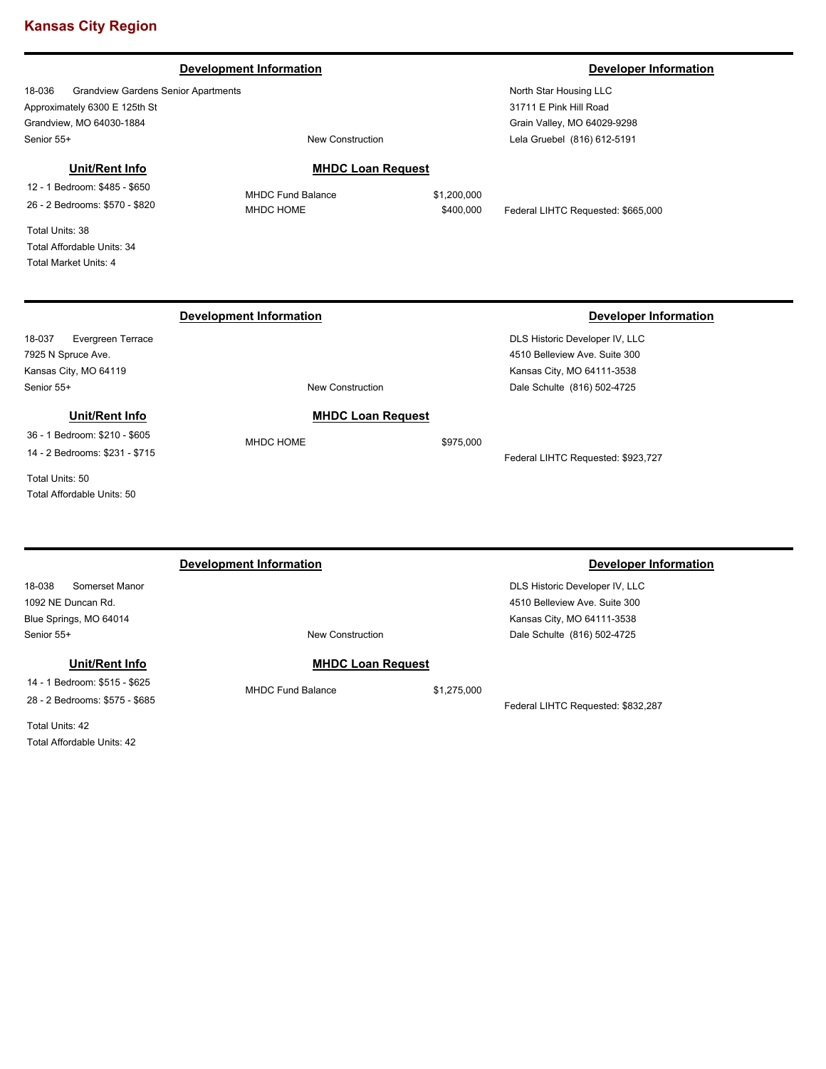## Kansas City Region

---

### Development Information

18-036 Grandview Gardens Senior Apartments
Approximately 6300 E 125th St
Grandview, MO 64030-1884
Senior 55+

New Construction

### Developer Information

North Star Housing LLC
31711 E Pink Hill Road
Grain Valley, MO 64029-9298
Lela Gruebel (816) 612-5191

### Unit/Rent Info

12 - 1 Bedroom: $485 - $650
26 - 2 Bedrooms: $570 - $820

Total Units: 38
Total Affordable Units: 34
Total Market Units: 4

### MHDC Loan Request

| | |
|---|---|
| MHDC Fund Balance | $1,200,000 |
| MHDC HOME | $400,000 |

Federal LIHTC Requested: $665,000

---

### Development Information

18-037 Evergreen Terrace
7925 N Spruce Ave.
Kansas City, MO 64119
Senior 55+

New Construction

### Developer Information

DLS Historic Developer IV, LLC
4510 Belleview Ave. Suite 300
Kansas City, MO 64111-3538
Dale Schulte (816) 502-4725

### Unit/Rent Info

36 - 1 Bedroom: $210 - $605
14 - 2 Bedrooms: $231 - $715

Total Units: 50
Total Affordable Units: 50

### MHDC Loan Request

| | |
|---|---|
| MHDC HOME | $975,000 |

Federal LIHTC Requested: $923,727

---

### Development Information

18-038 Somerset Manor
1092 NE Duncan Rd.
Blue Springs, MO 64014
Senior 55+

New Construction

### Developer Information

DLS Historic Developer IV, LLC
4510 Belleview Ave. Suite 300
Kansas City, MO 64111-3538
Dale Schulte (816) 502-4725

### Unit/Rent Info

14 - 1 Bedroom: $515 - $625
28 - 2 Bedrooms: $575 - $685

Total Units: 42
Total Affordable Units: 42

### MHDC Loan Request

| | |
|---|---|
| MHDC Fund Balance | $1,275,000 |

Federal LIHTC Requested: $832,287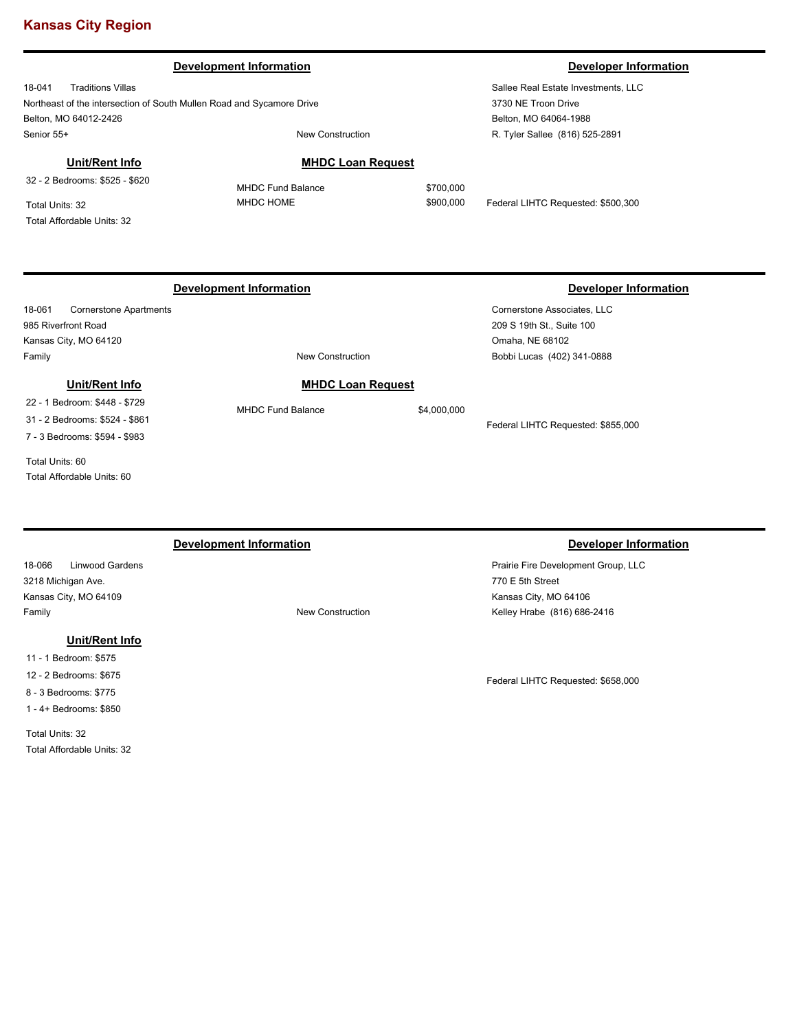## Kansas City Region

---

### Development Information

18-041 Traditions Villas
Northeast of the intersection of South Mullen Road and Sycamore Drive
Belton, MO 64012-2426
Senior 55+
New Construction

### Developer Information

Sallee Real Estate Investments, LLC
3730 NE Troon Drive
Belton, MO 64064-1988
R. Tyler Sallee (816) 525-2891

### Unit/Rent Info

32 - 2 Bedrooms: $525 - $620

Total Units: 32
Total Affordable Units: 32

### MHDC Loan Request

| | |
|---|---|
| MHDC Fund Balance | $700,000 |
| MHDC HOME | $900,000 |

Federal LIHTC Requested: $500,300

---

### Development Information

18-061 Cornerstone Apartments
985 Riverfront Road
Kansas City, MO 64120
Family
New Construction

### Developer Information

Cornerstone Associates, LLC
209 S 19th St., Suite 100
Omaha, NE 68102
Bobbi Lucas (402) 341-0888

### Unit/Rent Info

22 - 1 Bedroom: $448 - $729
31 - 2 Bedrooms: $524 - $861
7 - 3 Bedrooms: $594 - $983

Total Units: 60
Total Affordable Units: 60

### MHDC Loan Request

| | |
|---|---|
| MHDC Fund Balance | $4,000,000 |

Federal LIHTC Requested: $855,000

---

### Development Information

18-066 Linwood Gardens
3218 Michigan Ave.
Kansas City, MO 64109
Family
New Construction

### Developer Information

Prairie Fire Development Group, LLC
770 E 5th Street
Kansas City, MO 64106
Kelley Hrabe (816) 686-2416

### Unit/Rent Info

11 - 1 Bedroom: $575
12 - 2 Bedrooms: $675
8 - 3 Bedrooms: $775
1 - 4+ Bedrooms: $850

Total Units: 32
Total Affordable Units: 32

Federal LIHTC Requested: $658,000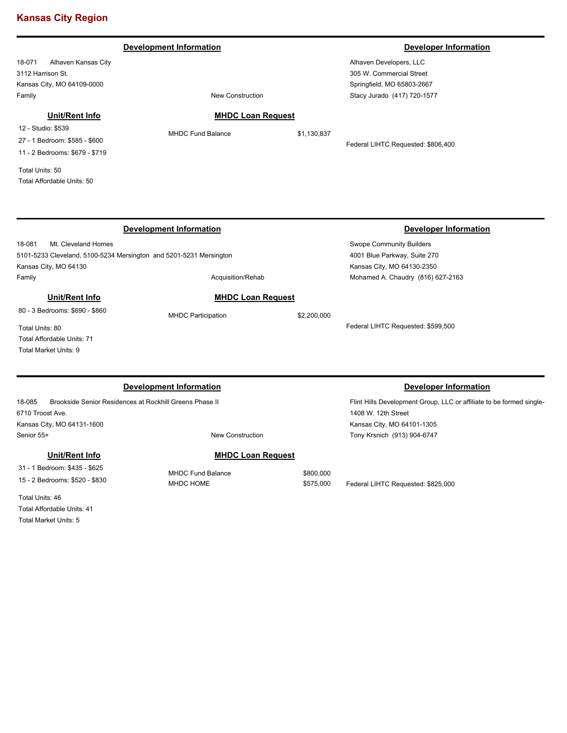## Kansas City Region

---

### Development Information

18-071 Alhaven Kansas City
3112 Harrison St.
Kansas City, MO 64109-0000
Family

New Construction

### Developer Information

Alhaven Developers, LLC
305 W. Commercial Street
Springfield, MO 65803-2667
Stacy Jurado (417) 720-1577

#### Unit/Rent Info

12 - Studio: $539
27 - 1 Bedroom: $585 - $600
11 - 2 Bedrooms: $679 - $719

Total Units: 50
Total Affordable Units: 50

#### MHDC Loan Request

| | |
|---|---|
| MHDC Fund Balance | $1,130,837 |

Federal LIHTC Requested: $806,400

---

### Development Information

18-081 Mt. Cleveland Homes
5101-5233 Cleveland, 5100-5234 Mersington and 5201-5231 Mersington
Kansas City, MO 64130
Family

Acquisition/Rehab

### Developer Information

Swope Community Builders
4001 Blue Parkway, Suite 270
Kansas City, MO 64130-2350
Mohamed A. Chaudry (816) 627-2163

#### Unit/Rent Info

80 - 3 Bedrooms: $690 - $860

Total Units: 80
Total Affordable Units: 71
Total Market Units: 9

#### MHDC Loan Request

| | |
|---|---|
| MHDC Participation | $2,200,000 |

Federal LIHTC Requested: $599,500

---

### Development Information

18-085 Brookside Senior Residences at Rockhill Greens Phase II
6710 Troost Ave.
Kansas City, MO 64131-1600
Senior 55+

New Construction

### Developer Information

Flint Hills Development Group, LLC or affiliate to be formed single-
1408 W. 12th Street
Kansas City, MO 64101-1305
Tony Krsnich (913) 904-6747

#### Unit/Rent Info

31 - 1 Bedroom: $435 - $625
15 - 2 Bedrooms: $520 - $830

Total Units: 46
Total Affordable Units: 41
Total Market Units: 5

#### MHDC Loan Request

| | |
|---|---|
| MHDC Fund Balance | $800,000 |
| MHDC HOME | $575,000 |

Federal LIHTC Requested: $825,000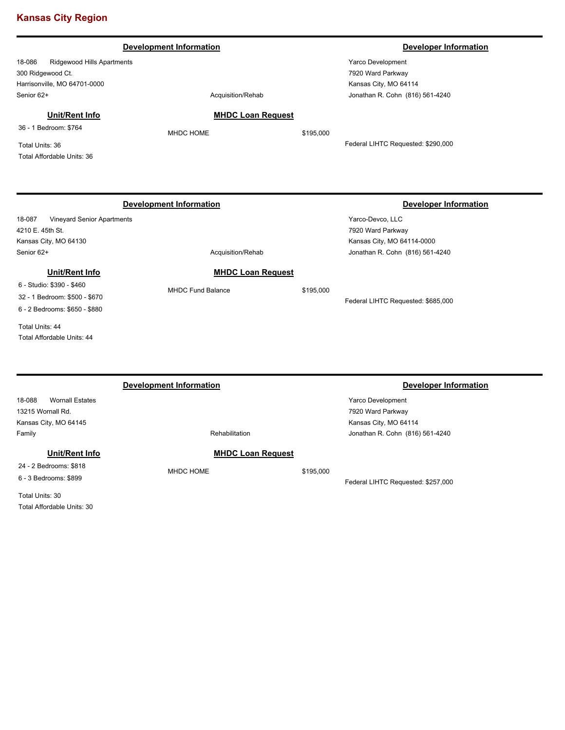## Kansas City Region

---

**Development Information**

18-086 Ridgewood Hills Apartments
300 Ridgewood Ct.
Harrisonville, MO 64701-0000
Senior 62+

Acquisition/Rehab

**Developer Information**

Yarco Development
7920 Ward Parkway
Kansas City, MO 64114
Jonathan R. Cohn (816) 561-4240

**Unit/Rent Info**

36 - 1 Bedroom: $764

Total Units: 36
Total Affordable Units: 36

**MHDC Loan Request**

MHDC HOME $195,000

Federal LIHTC Requested: $290,000

---

**Development Information**

18-087 Vineyard Senior Apartments
4210 E. 45th St.
Kansas City, MO 64130
Senior 62+

Acquisition/Rehab

**Developer Information**

Yarco-Devco, LLC
7920 Ward Parkway
Kansas City, MO 64114-0000
Jonathan R. Cohn (816) 561-4240

**Unit/Rent Info**

6 - Studio: $390 - $460
32 - 1 Bedroom: $500 - $670
6 - 2 Bedrooms: $650 - $880

Total Units: 44
Total Affordable Units: 44

**MHDC Loan Request**

MHDC Fund Balance $195,000

Federal LIHTC Requested: $685,000

---

**Development Information**

18-088 Wornall Estates
13215 Wornall Rd.
Kansas City, MO 64145
Family

Rehabilitation

**Developer Information**

Yarco Development
7920 Ward Parkway
Kansas City, MO 64114
Jonathan R. Cohn (816) 561-4240

**Unit/Rent Info**

24 - 2 Bedrooms: $818
6 - 3 Bedrooms: $899

Total Units: 30
Total Affordable Units: 30

**MHDC Loan Request**

MHDC HOME $195,000

Federal LIHTC Requested: $257,000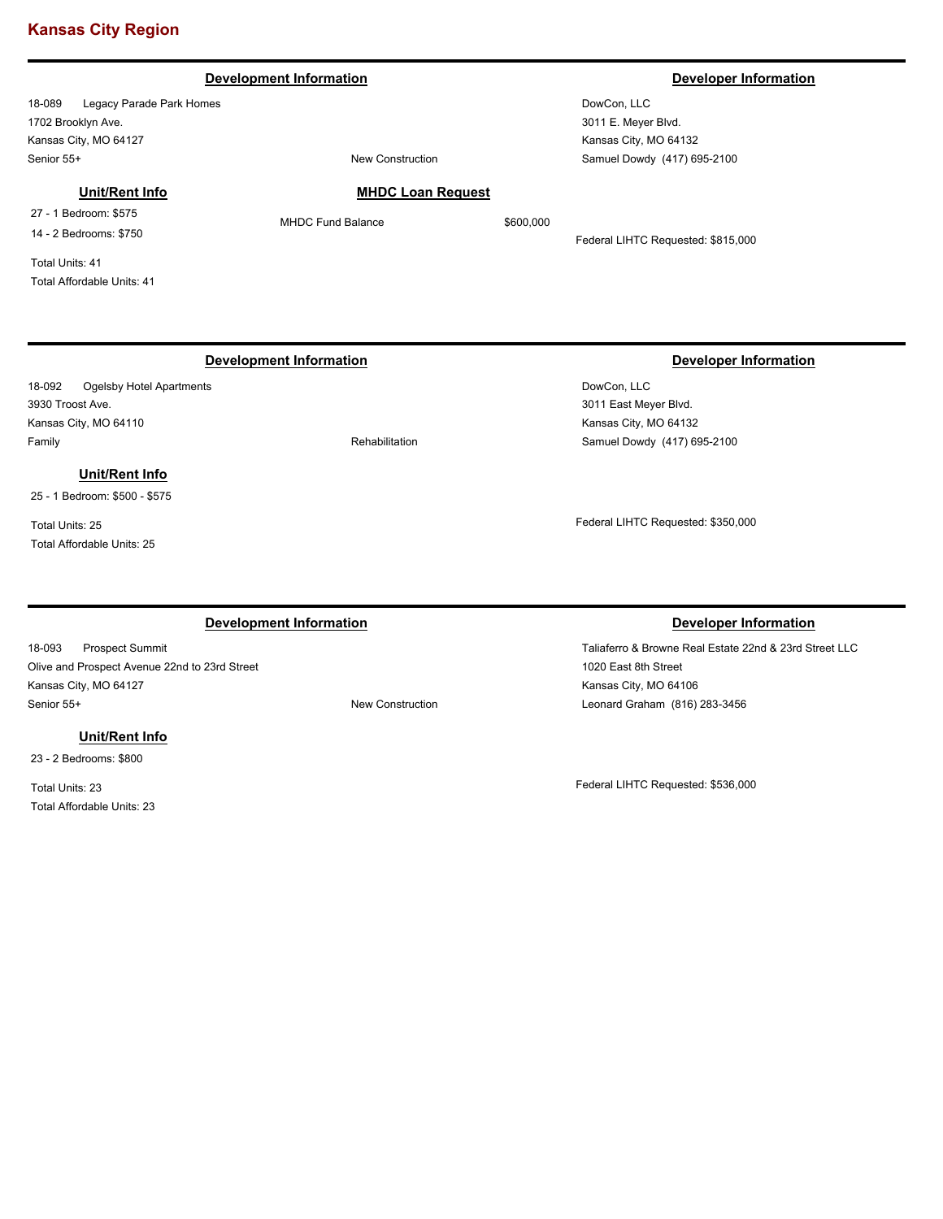## Kansas City Region

### Development Information

18-089 Legacy Parade Park Homes
1702 Brooklyn Ave.
Kansas City, MO 64127
Senior 55+

New Construction

### Developer Information

DowCon, LLC
3011 E. Meyer Blvd.
Kansas City, MO 64132
Samuel Dowdy (417) 695-2100

**Unit/Rent Info**

27 - 1 Bedroom: $575
14 - 2 Bedrooms: $750

Total Units: 41
Total Affordable Units: 41

**MHDC Loan Request**

MHDC Fund Balance $600,000

Federal LIHTC Requested: $815,000

---

### Development Information

18-092 Ogelsby Hotel Apartments
3930 Troost Ave.
Kansas City, MO 64110
Family

Rehabilitation

### Developer Information

DowCon, LLC
3011 East Meyer Blvd.
Kansas City, MO 64132
Samuel Dowdy (417) 695-2100

**Unit/Rent Info**

25 - 1 Bedroom: $500 - $575

Total Units: 25
Total Affordable Units: 25

Federal LIHTC Requested: $350,000

---

### Development Information

18-093 Prospect Summit
Olive and Prospect Avenue 22nd to 23rd Street
Kansas City, MO 64127
Senior 55+

New Construction

### Developer Information

Taliaferro & Browne Real Estate 22nd & 23rd Street LLC
1020 East 8th Street
Kansas City, MO 64106
Leonard Graham (816) 283-3456

**Unit/Rent Info**

23 - 2 Bedrooms: $800

Total Units: 23
Total Affordable Units: 23

Federal LIHTC Requested: $536,000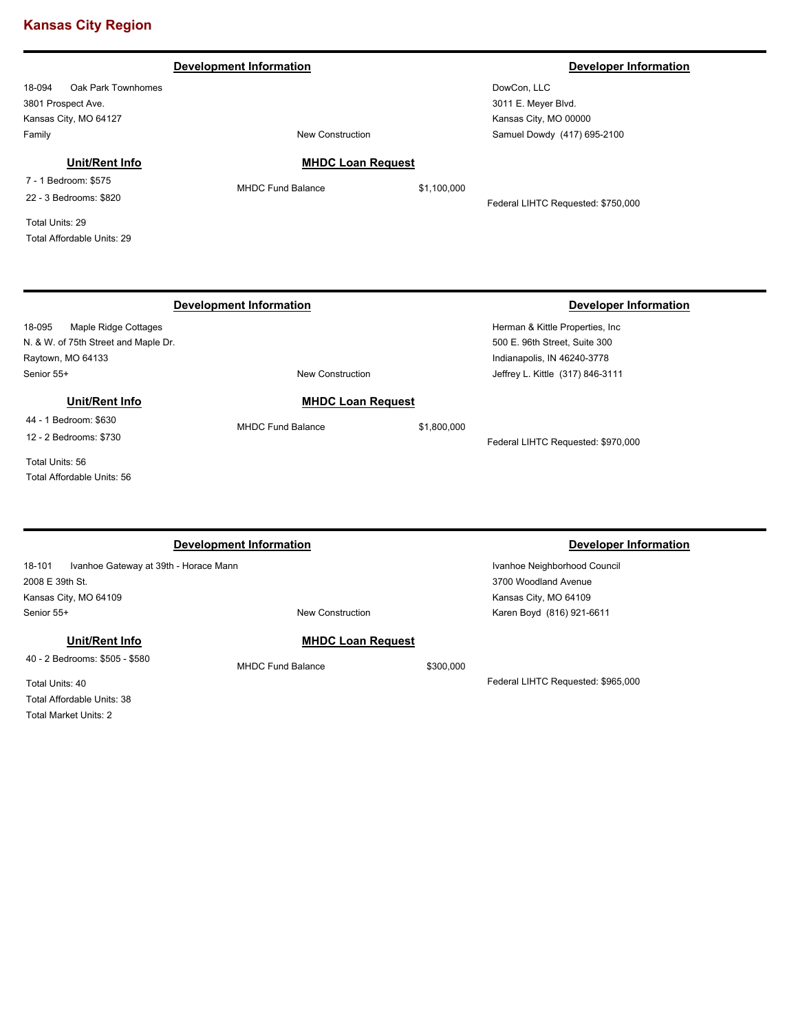## Kansas City Region

---

### Development Information

18-094 Oak Park Townhomes
3801 Prospect Ave.
Kansas City, MO 64127
Family

New Construction

### Developer Information

DowCon, LLC
3011 E. Meyer Blvd.
Kansas City, MO 00000
Samuel Dowdy (417) 695-2100

### Unit/Rent Info

7 - 1 Bedroom: $575
22 - 3 Bedrooms: $820

Total Units: 29
Total Affordable Units: 29

### MHDC Loan Request

MHDC Fund Balance $1,100,000

Federal LIHTC Requested: $750,000

---

### Development Information

18-095 Maple Ridge Cottages
N. & W. of 75th Street and Maple Dr.
Raytown, MO 64133
Senior 55+

New Construction

### Developer Information

Herman & Kittle Properties, Inc
500 E. 96th Street, Suite 300
Indianapolis, IN 46240-3778
Jeffrey L. Kittle (317) 846-3111

### Unit/Rent Info

44 - 1 Bedroom: $630
12 - 2 Bedrooms: $730

Total Units: 56
Total Affordable Units: 56

### MHDC Loan Request

MHDC Fund Balance $1,800,000

Federal LIHTC Requested: $970,000

---

### Development Information

18-101 Ivanhoe Gateway at 39th - Horace Mann
2008 E 39th St.
Kansas City, MO 64109
Senior 55+

New Construction

### Developer Information

Ivanhoe Neighborhood Council
3700 Woodland Avenue
Kansas City, MO 64109
Karen Boyd (816) 921-6611

### Unit/Rent Info

40 - 2 Bedrooms: $505 - $580

Total Units: 40
Total Affordable Units: 38
Total Market Units: 2

### MHDC Loan Request

MHDC Fund Balance $300,000

Federal LIHTC Requested: $965,000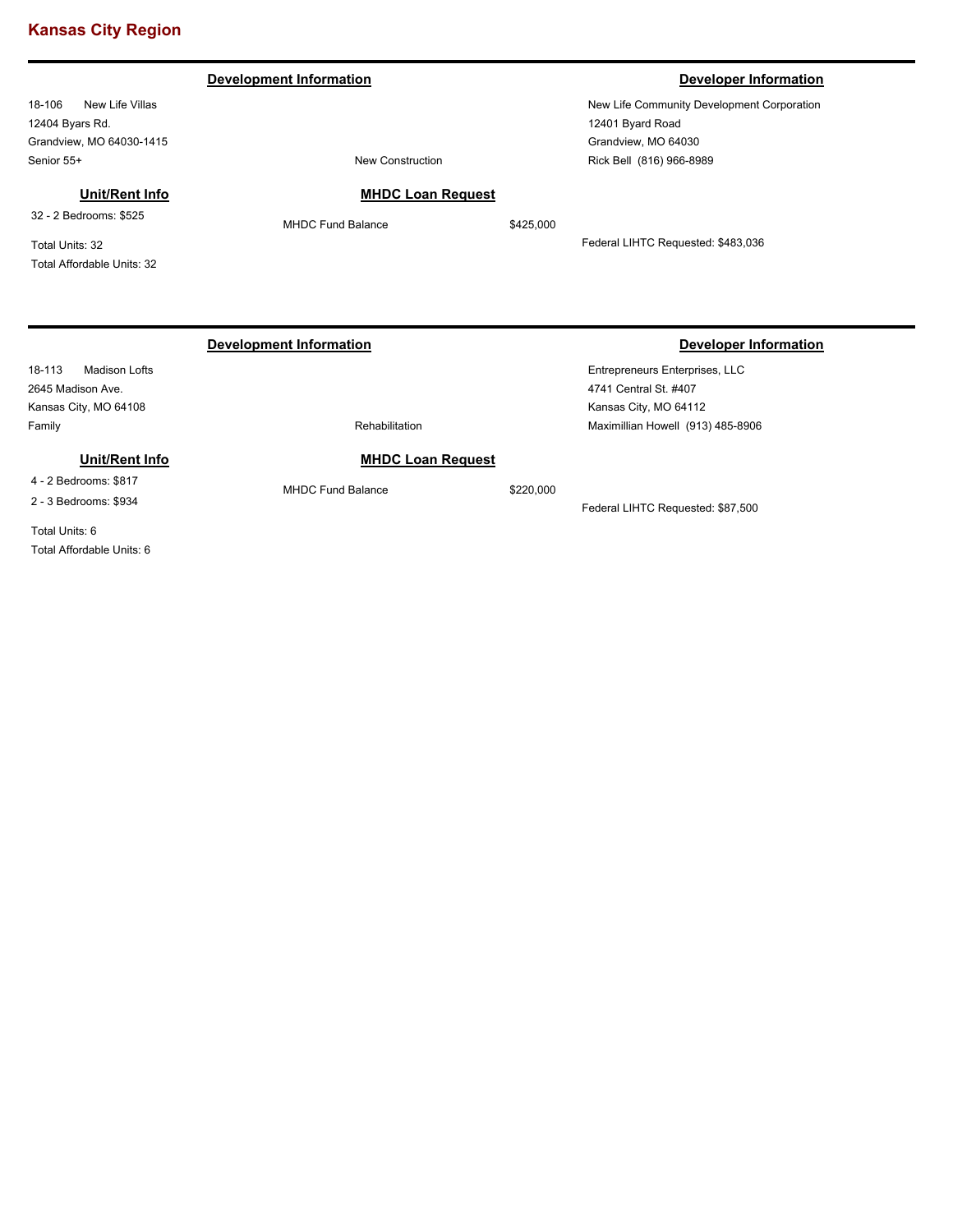# Kansas City Region

**Development Information** | **Developer Information**

18-106 New Life Villas
12404 Byars Rd.
Grandview, MO 64030-1415
Senior 55+

New Construction

New Life Community Development Corporation
12401 Byard Road
Grandview, MO 64030
Rick Bell (816) 966-8989

**Unit/Rent Info**

32 - 2 Bedrooms: $525

Total Units: 32
Total Affordable Units: 32

**MHDC Loan Request**

MHDC Fund Balance $425,000

Federal LIHTC Requested: $483,036

---

**Development Information** | **Developer Information**

18-113 Madison Lofts
2645 Madison Ave.
Kansas City, MO 64108
Family

Rehabilitation

Entrepreneurs Enterprises, LLC
4741 Central St. #407
Kansas City, MO 64112
Maximillian Howell (913) 485-8906

**Unit/Rent Info**

4 - 2 Bedrooms: $817
2 - 3 Bedrooms: $934

Total Units: 6
Total Affordable Units: 6

**MHDC Loan Request**

MHDC Fund Balance $220,000

Federal LIHTC Requested: $87,500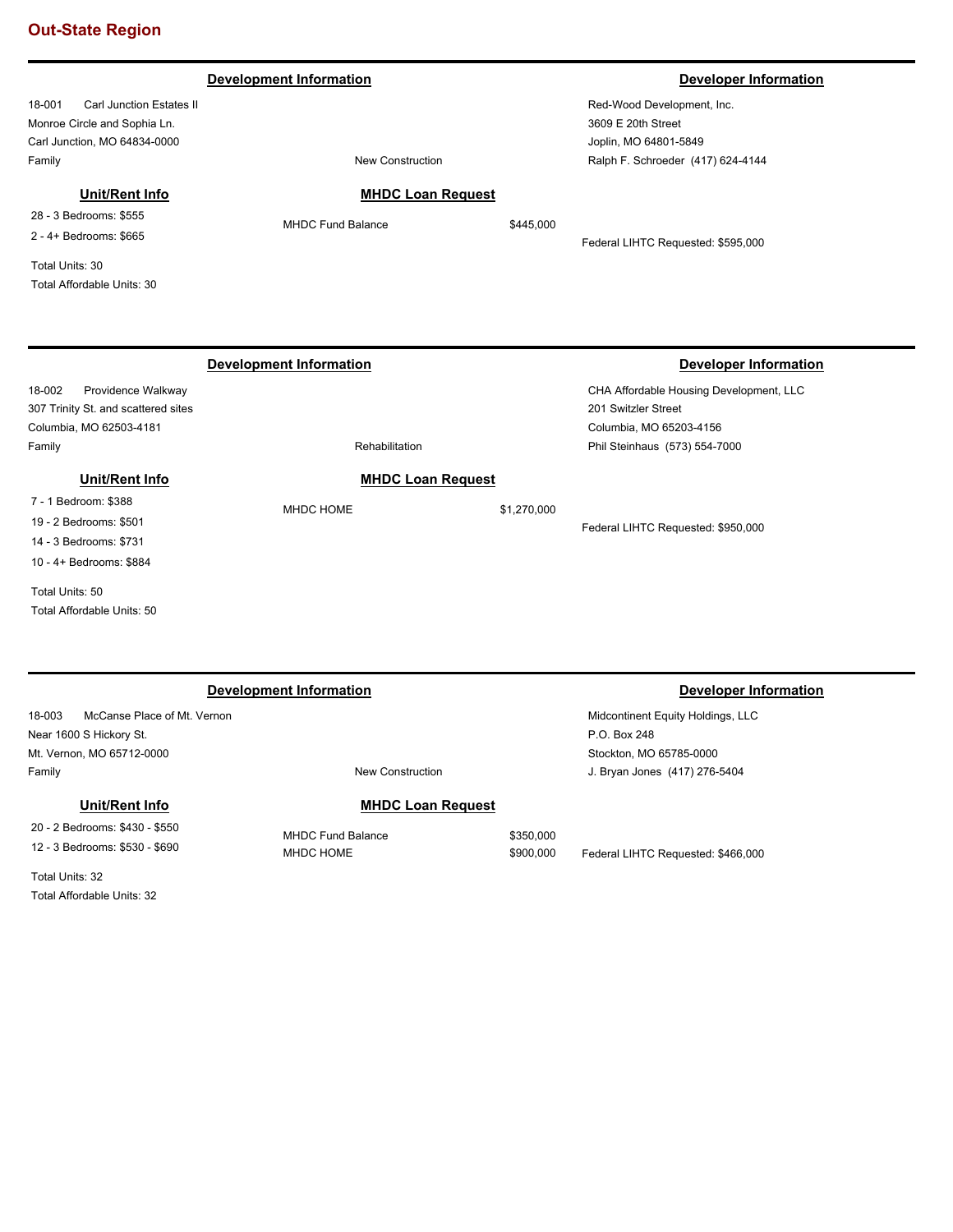## Out-State Region

---

**Development Information**

18-001 Carl Junction Estates II
Monroe Circle and Sophia Ln.
Carl Junction, MO 64834-0000
Family

New Construction

**Developer Information**

Red-Wood Development, Inc.
3609 E 20th Street
Joplin, MO 64801-5849
Ralph F. Schroeder (417) 624-4144

**Unit/Rent Info**

28 - 3 Bedrooms: $555
2 - 4+ Bedrooms: $665

Total Units: 30
Total Affordable Units: 30

**MHDC Loan Request**

| | |
|---|---|
| MHDC Fund Balance | $445,000 |

Federal LIHTC Requested: $595,000

---

**Development Information**

18-002 Providence Walkway
307 Trinity St. and scattered sites
Columbia, MO 62503-4181
Family

Rehabilitation

**Developer Information**

CHA Affordable Housing Development, LLC
201 Switzler Street
Columbia, MO 65203-4156
Phil Steinhaus (573) 554-7000

**Unit/Rent Info**

7 - 1 Bedroom: $388
19 - 2 Bedrooms: $501
14 - 3 Bedrooms: $731
10 - 4+ Bedrooms: $884

Total Units: 50
Total Affordable Units: 50

**MHDC Loan Request**

| | |
|---|---|
| MHDC HOME | $1,270,000 |

Federal LIHTC Requested: $950,000

---

**Development Information**

18-003 McCanse Place of Mt. Vernon
Near 1600 S Hickory St.
Mt. Vernon, MO 65712-0000
Family

New Construction

**Developer Information**

Midcontinent Equity Holdings, LLC
P.O. Box 248
Stockton, MO 65785-0000
J. Bryan Jones (417) 276-5404

**Unit/Rent Info**

20 - 2 Bedrooms: $430 - $550
12 - 3 Bedrooms: $530 - $690

Total Units: 32
Total Affordable Units: 32

**MHDC Loan Request**

| | |
|---|---|
| MHDC Fund Balance | $350,000 |
| MHDC HOME | $900,000 |

Federal LIHTC Requested: $466,000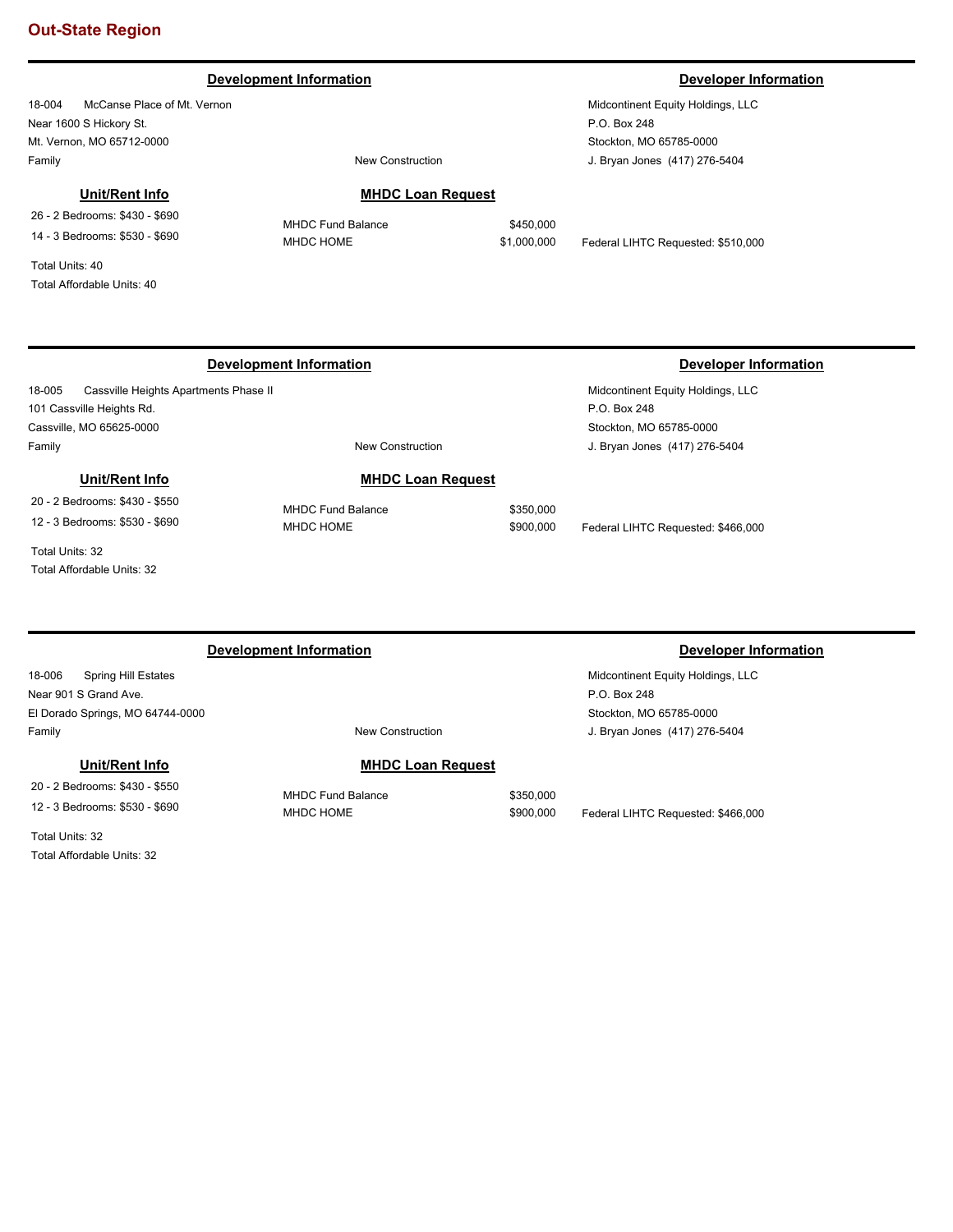## Out-State Region

---

**Development Information** | **Developer Information**

18-004 McCanse Place of Mt. Vernon
Near 1600 S Hickory St.
Mt. Vernon, MO 65712-0000
Family

New Construction

Midcontinent Equity Holdings, LLC
P.O. Box 248
Stockton, MO 65785-0000
J. Bryan Jones (417) 276-5404

**Unit/Rent Info**

26 - 2 Bedrooms: $430 - $690
14 - 3 Bedrooms: $530 - $690

Total Units: 40
Total Affordable Units: 40

**MHDC Loan Request**

| | |
|---|---|
| MHDC Fund Balance | $450,000 |
| MHDC HOME | $1,000,000 |

Federal LIHTC Requested: $510,000

---

**Development Information** | **Developer Information**

18-005 Cassville Heights Apartments Phase II
101 Cassville Heights Rd.
Cassville, MO 65625-0000
Family

New Construction

Midcontinent Equity Holdings, LLC
P.O. Box 248
Stockton, MO 65785-0000
J. Bryan Jones (417) 276-5404

**Unit/Rent Info**

20 - 2 Bedrooms: $430 - $550
12 - 3 Bedrooms: $530 - $690

Total Units: 32
Total Affordable Units: 32

**MHDC Loan Request**

| | |
|---|---|
| MHDC Fund Balance | $350,000 |
| MHDC HOME | $900,000 |

Federal LIHTC Requested: $466,000

---

**Development Information** | **Developer Information**

18-006 Spring Hill Estates
Near 901 S Grand Ave.
El Dorado Springs, MO 64744-0000
Family

New Construction

Midcontinent Equity Holdings, LLC
P.O. Box 248
Stockton, MO 65785-0000
J. Bryan Jones (417) 276-5404

**Unit/Rent Info**

20 - 2 Bedrooms: $430 - $550
12 - 3 Bedrooms: $530 - $690

Total Units: 32
Total Affordable Units: 32

**MHDC Loan Request**

| | |
|---|---|
| MHDC Fund Balance | $350,000 |
| MHDC HOME | $900,000 |

Federal LIHTC Requested: $466,000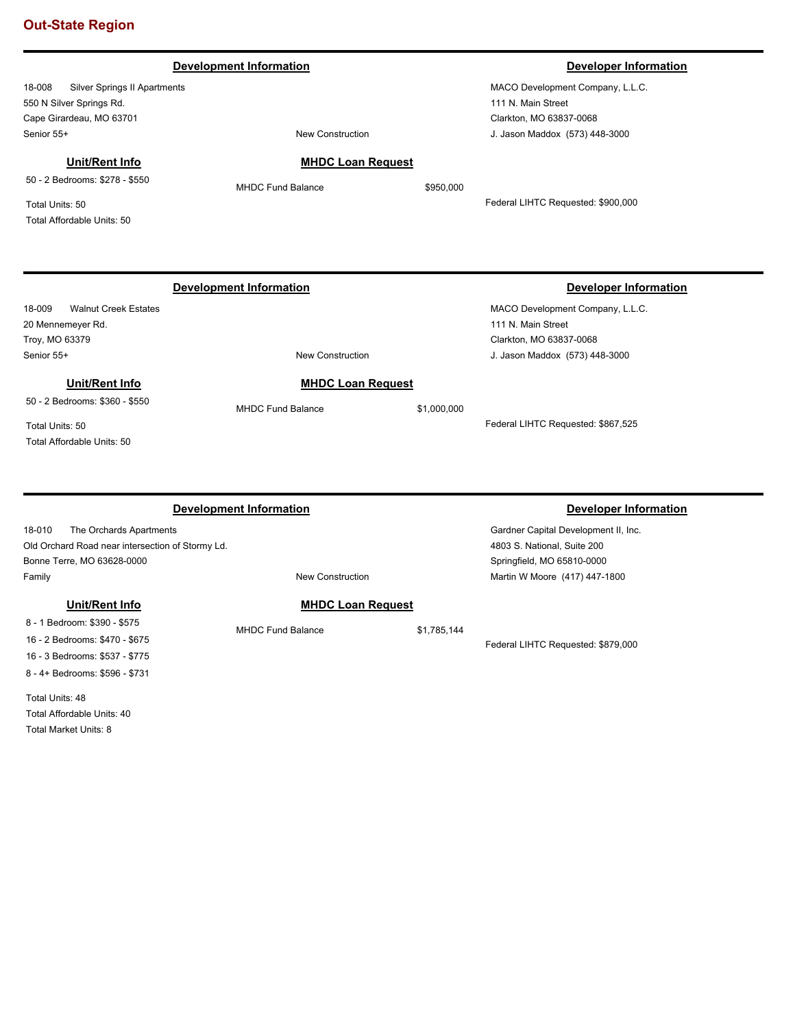## Out-State Region

---

### Development Information

18-008 Silver Springs II Apartments
550 N Silver Springs Rd.
Cape Girardeau, MO 63701
Senior 55+

New Construction

### Developer Information

MACO Development Company, L.L.C.
111 N. Main Street
Clarkton, MO 63837-0068
J. Jason Maddox (573) 448-3000

### Unit/Rent Info

50 - 2 Bedrooms: $278 - $550

Total Units: 50
Total Affordable Units: 50

### MHDC Loan Request

MHDC Fund Balance $950,000

Federal LIHTC Requested: $900,000

---

### Development Information

18-009 Walnut Creek Estates
20 Mennemeyer Rd.
Troy, MO 63379
Senior 55+

New Construction

### Developer Information

MACO Development Company, L.L.C.
111 N. Main Street
Clarkton, MO 63837-0068
J. Jason Maddox (573) 448-3000

### Unit/Rent Info

50 - 2 Bedrooms: $360 - $550

Total Units: 50
Total Affordable Units: 50

### MHDC Loan Request

MHDC Fund Balance $1,000,000

Federal LIHTC Requested: $867,525

---

### Development Information

18-010 The Orchards Apartments
Old Orchard Road near intersection of Stormy Ld.
Bonne Terre, MO 63628-0000
Family

New Construction

### Developer Information

Gardner Capital Development II, Inc.
4803 S. National, Suite 200
Springfield, MO 65810-0000
Martin W Moore (417) 447-1800

### Unit/Rent Info

8 - 1 Bedroom: $390 - $575
16 - 2 Bedrooms: $470 - $675
16 - 3 Bedrooms: $537 - $775
8 - 4+ Bedrooms: $596 - $731

Total Units: 48
Total Affordable Units: 40
Total Market Units: 8

### MHDC Loan Request

MHDC Fund Balance $1,785,144

Federal LIHTC Requested: $879,000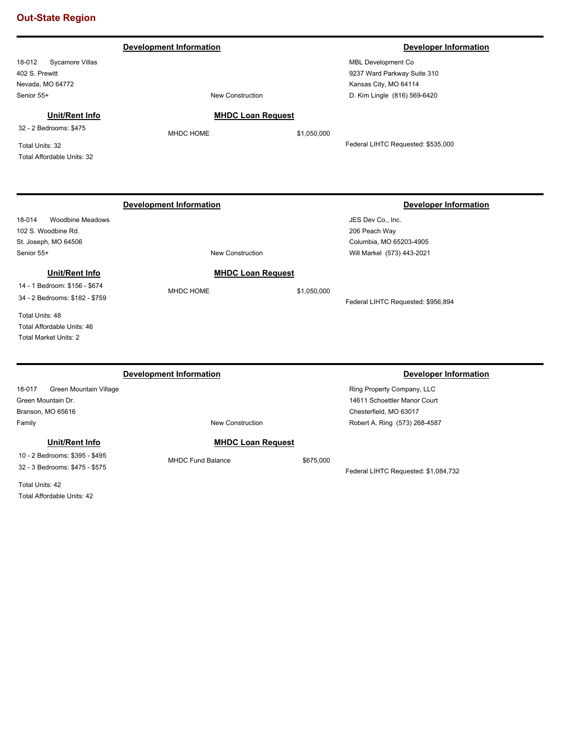## Out-State Region

---

**Development Information**

18-012 Sycamore Villas
402 S. Prewitt
Nevada, MO 64772
Senior 55+

New Construction

**Developer Information**

MBL Development Co
9237 Ward Parkway Suite 310
Kansas City, MO 64114
D. Kim Lingle (816) 569-6420

**Unit/Rent Info**

32 - 2 Bedrooms: $475

Total Units: 32
Total Affordable Units: 32

**MHDC Loan Request**

MHDC HOME $1,050,000

Federal LIHTC Requested: $535,000

---

**Development Information**

18-014 Woodbine Meadows
102 S. Woodbine Rd.
St. Joseph, MO 64506
Senior 55+

New Construction

**Developer Information**

JES Dev Co., Inc.
206 Peach Way
Columbia, MO 65203-4905
Will Markel (573) 443-2021

**Unit/Rent Info**

14 - 1 Bedroom: $156 - $674
34 - 2 Bedrooms: $182 - $759

Total Units: 48
Total Affordable Units: 46
Total Market Units: 2

**MHDC Loan Request**

MHDC HOME $1,050,000

Federal LIHTC Requested: $956,894

---

**Development Information**

18-017 Green Mountain Village
Green Mountain Dr.
Branson, MO 65616
Family

New Construction

**Developer Information**

Ring Property Company, LLC
14611 Schoettler Manor Court
Chesterfield, MO 63017
Robert A. Ring (573) 268-4587

**Unit/Rent Info**

10 - 2 Bedrooms: $395 - $495
32 - 3 Bedrooms: $475 - $575

Total Units: 42
Total Affordable Units: 42

**MHDC Loan Request**

MHDC Fund Balance $675,000

Federal LIHTC Requested: $1,084,732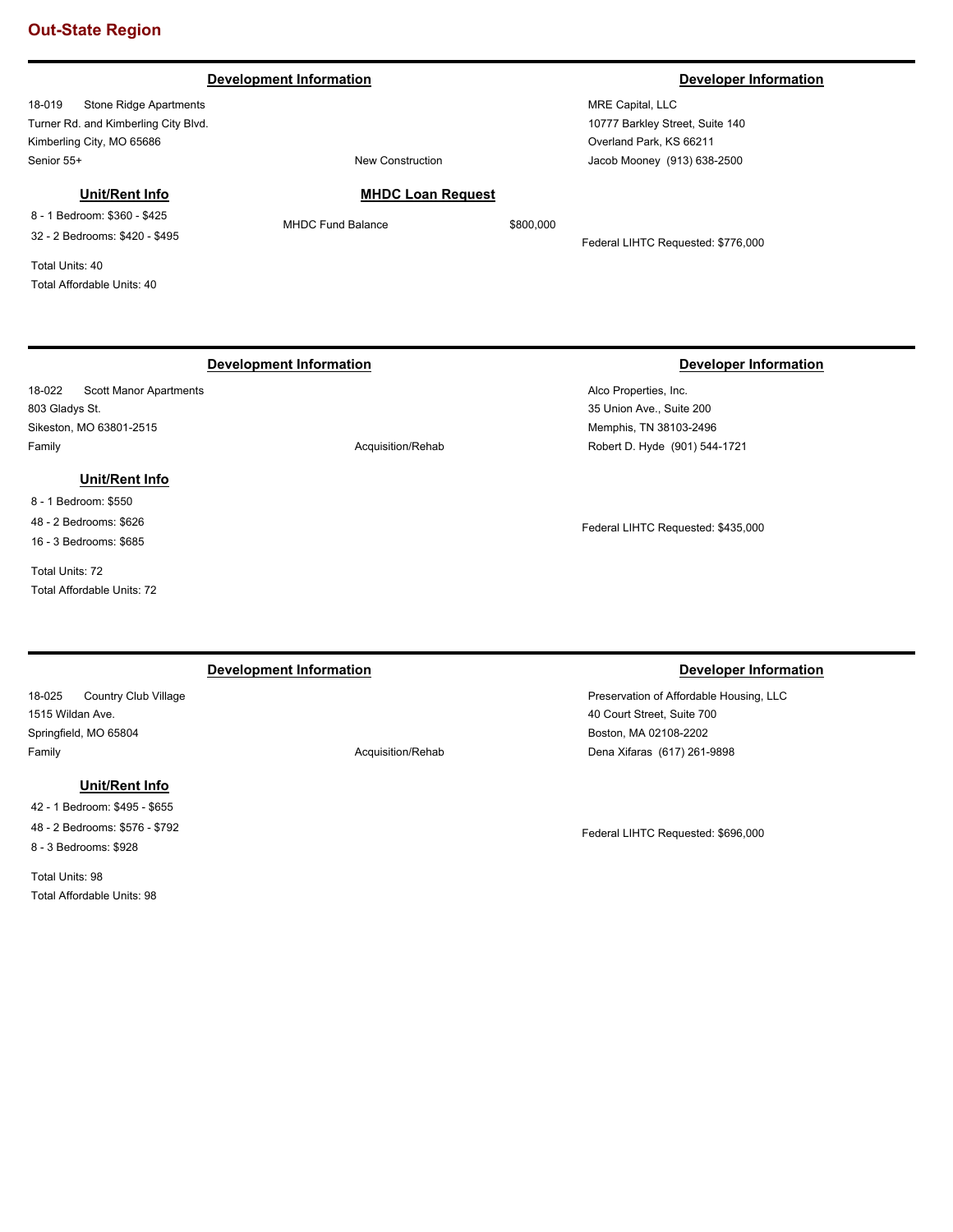## Out-State Region

---

### Development Information

18-019 Stone Ridge Apartments
Turner Rd. and Kimberling City Blvd.
Kimberling City, MO 65686
Senior 55+

New Construction

### Developer Information

MRE Capital, LLC
10777 Barkley Street, Suite 140
Overland Park, KS 66211
Jacob Mooney (913) 638-2500

### Unit/Rent Info

8 - 1 Bedroom: $360 - $425
32 - 2 Bedrooms: $420 - $495

Total Units: 40
Total Affordable Units: 40

### MHDC Loan Request

MHDC Fund Balance $800,000

Federal LIHTC Requested: $776,000

---

### Development Information

18-022 Scott Manor Apartments
803 Gladys St.
Sikeston, MO 63801-2515
Family

Acquisition/Rehab

### Developer Information

Alco Properties, Inc.
35 Union Ave., Suite 200
Memphis, TN 38103-2496
Robert D. Hyde (901) 544-1721

### Unit/Rent Info

8 - 1 Bedroom: $550
48 - 2 Bedrooms: $626
16 - 3 Bedrooms: $685

Total Units: 72
Total Affordable Units: 72

Federal LIHTC Requested: $435,000

---

### Development Information

18-025 Country Club Village
1515 Wildan Ave.
Springfield, MO 65804
Family

Acquisition/Rehab

### Developer Information

Preservation of Affordable Housing, LLC
40 Court Street, Suite 700
Boston, MA 02108-2202
Dena Xifaras (617) 261-9898

### Unit/Rent Info

42 - 1 Bedroom: $495 - $655
48 - 2 Bedrooms: $576 - $792
8 - 3 Bedrooms: $928

Total Units: 98
Total Affordable Units: 98

Federal LIHTC Requested: $696,000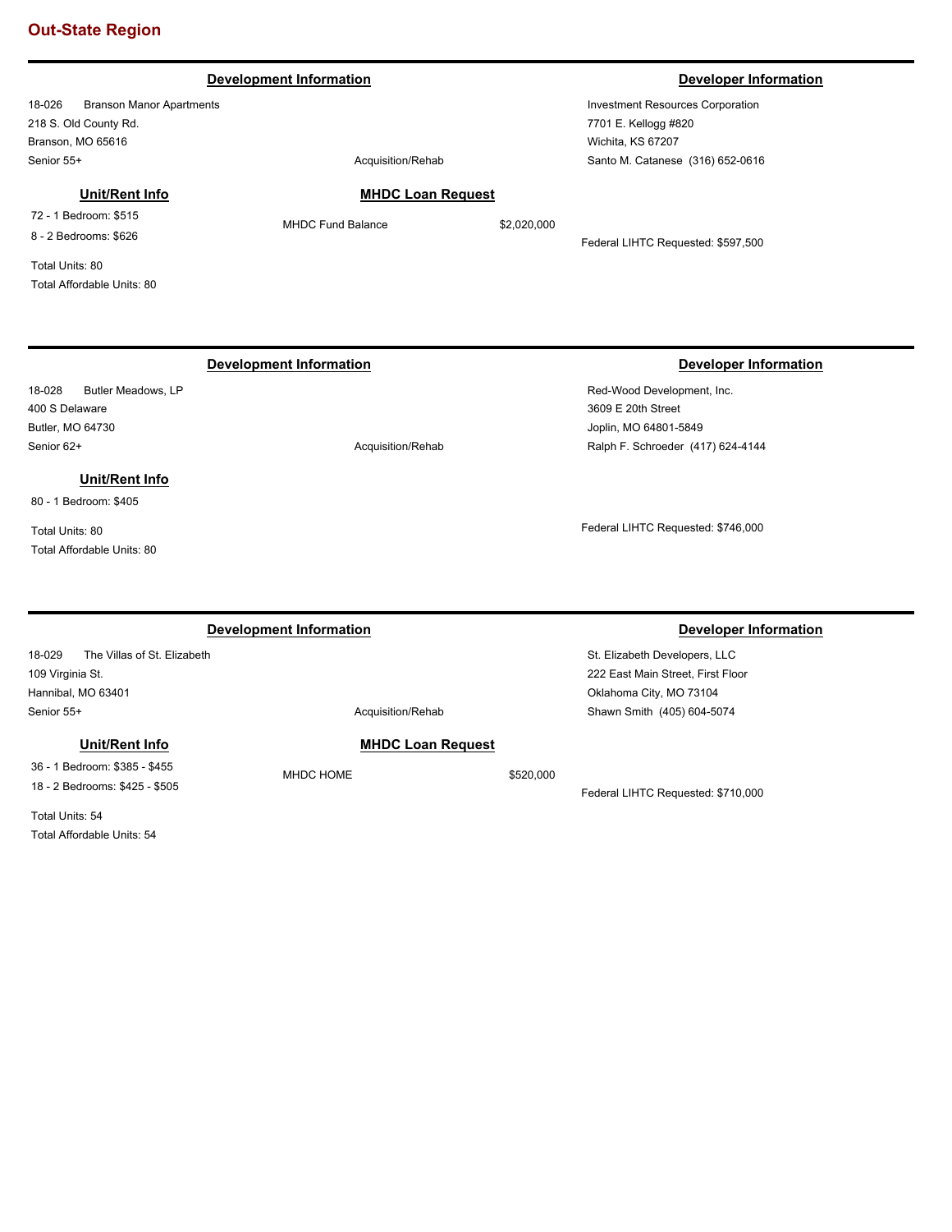# Out-State Region

---

**Development Information** | **Developer Information**

18-026 Branson Manor Apartments
218 S. Old County Rd.
Branson, MO 65616
Senior 55+

Acquisition/Rehab

Investment Resources Corporation
7701 E. Kellogg #820
Wichita, KS 67207
Santo M. Catanese (316) 652-0616

**Unit/Rent Info**

72 - 1 Bedroom: $515
8 - 2 Bedrooms: $626

Total Units: 80
Total Affordable Units: 80

**MHDC Loan Request**

MHDC Fund Balance $2,020,000

Federal LIHTC Requested: $597,500

---

**Development Information** | **Developer Information**

18-028 Butler Meadows, LP
400 S Delaware
Butler, MO 64730
Senior 62+

Acquisition/Rehab

Red-Wood Development, Inc.
3609 E 20th Street
Joplin, MO 64801-5849
Ralph F. Schroeder (417) 624-4144

**Unit/Rent Info**

80 - 1 Bedroom: $405

Total Units: 80
Total Affordable Units: 80

Federal LIHTC Requested: $746,000

---

**Development Information** | **Developer Information**

18-029 The Villas of St. Elizabeth
109 Virginia St.
Hannibal, MO 63401
Senior 55+

Acquisition/Rehab

St. Elizabeth Developers, LLC
222 East Main Street, First Floor
Oklahoma City, MO 73104
Shawn Smith (405) 604-5074

**Unit/Rent Info**

36 - 1 Bedroom: $385 - $455
18 - 2 Bedrooms: $425 - $505

Total Units: 54
Total Affordable Units: 54

**MHDC Loan Request**

MHDC HOME $520,000

Federal LIHTC Requested: $710,000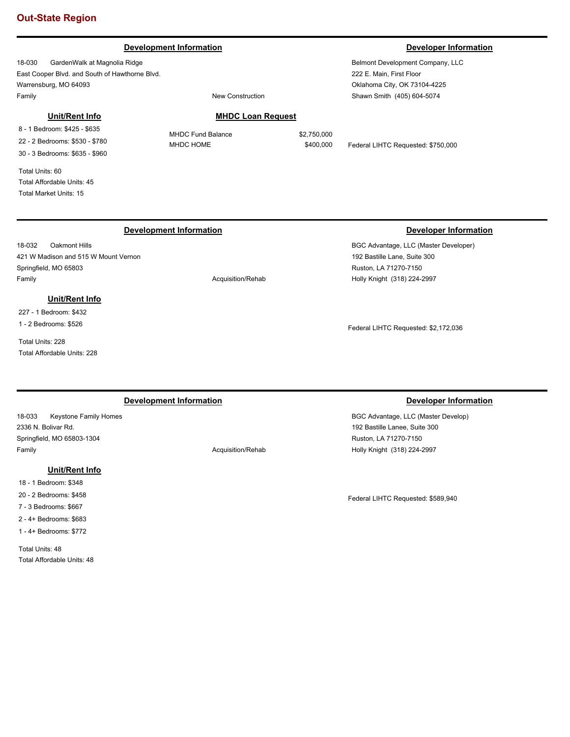## Out-State Region

---

### Development Information

18-030 GardenWalk at Magnolia Ridge
East Cooper Blvd. and South of Hawthorne Blvd.
Warrensburg, MO 64093
Family — New Construction

### Developer Information

Belmont Development Company, LLC
222 E. Main, First Floor
Oklahoma City, OK 73104-4225
Shawn Smith (405) 604-5074

### Unit/Rent Info

8 - 1 Bedroom: $425 - $635
22 - 2 Bedrooms: $530 - $780
30 - 3 Bedrooms: $635 - $960

Total Units: 60
Total Affordable Units: 45
Total Market Units: 15

### MHDC Loan Request

| | |
|---|---|
| MHDC Fund Balance | $2,750,000 |
| MHDC HOME | $400,000 |

Federal LIHTC Requested: $750,000

---

### Development Information

18-032 Oakmont Hills
421 W Madison and 515 W Mount Vernon
Springfield, MO 65803
Family — Acquisition/Rehab

### Developer Information

BGC Advantage, LLC (Master Developer)
192 Bastille Lane, Suite 300
Ruston, LA 71270-7150
Holly Knight (318) 224-2997

### Unit/Rent Info

227 - 1 Bedroom: $432
1 - 2 Bedrooms: $526

Total Units: 228
Total Affordable Units: 228

Federal LIHTC Requested: $2,172,036

---

### Development Information

18-033 Keystone Family Homes
2336 N. Bolivar Rd.
Springfield, MO 65803-1304
Family — Acquisition/Rehab

### Developer Information

BGC Advantage, LLC (Master Develop)
192 Bastille Lanee, Suite 300
Ruston, LA 71270-7150
Holly Knight (318) 224-2997

### Unit/Rent Info

18 - 1 Bedroom: $348
20 - 2 Bedrooms: $458
7 - 3 Bedrooms: $667
2 - 4+ Bedrooms: $683
1 - 4+ Bedrooms: $772

Total Units: 48
Total Affordable Units: 48

Federal LIHTC Requested: $589,940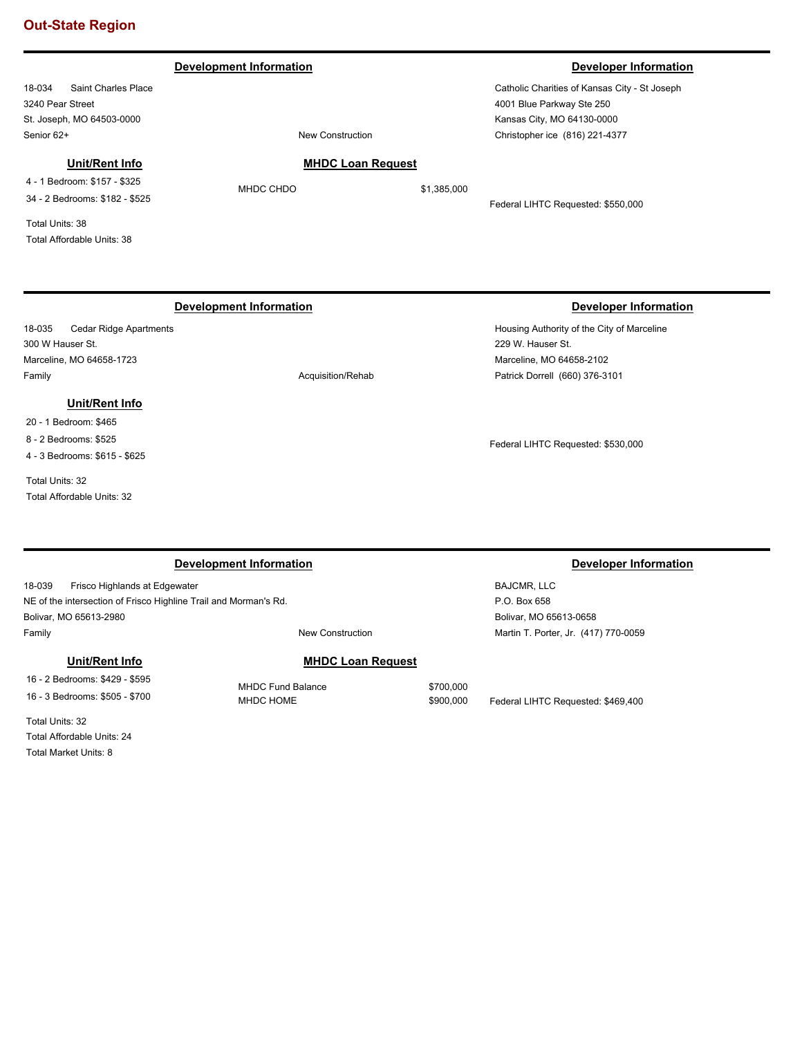## Out-State Region

---

**Development Information**

18-034 Saint Charles Place
3240 Pear Street
St. Joseph, MO 64503-0000
Senior 62+

New Construction

**Developer Information**

Catholic Charities of Kansas City - St Joseph
4001 Blue Parkway Ste 250
Kansas City, MO 64130-0000
Christopher ice (816) 221-4377

**Unit/Rent Info**

4 - 1 Bedroom: $157 - $325
34 - 2 Bedrooms: $182 - $525

Total Units: 38
Total Affordable Units: 38

**MHDC Loan Request**

| | |
|---|---|
| MHDC CHDO | $1,385,000 |

Federal LIHTC Requested: $550,000

---

**Development Information**

18-035 Cedar Ridge Apartments
300 W Hauser St.
Marceline, MO 64658-1723
Family

Acquisition/Rehab

**Developer Information**

Housing Authority of the City of Marceline
229 W. Hauser St.
Marceline, MO 64658-2102
Patrick Dorrell (660) 376-3101

**Unit/Rent Info**

20 - 1 Bedroom: $465
8 - 2 Bedrooms: $525
4 - 3 Bedrooms: $615 - $625

Total Units: 32
Total Affordable Units: 32

Federal LIHTC Requested: $530,000

---

**Development Information**

18-039 Frisco Highlands at Edgewater
NE of the intersection of Frisco Highline Trail and Morman's Rd.
Bolivar, MO 65613-2980
Family

New Construction

**Developer Information**

BAJCMR, LLC
P.O. Box 658
Bolivar, MO 65613-0658
Martin T. Porter, Jr. (417) 770-0059

**Unit/Rent Info**

16 - 2 Bedrooms: $429 - $595
16 - 3 Bedrooms: $505 - $700

Total Units: 32
Total Affordable Units: 24
Total Market Units: 8

**MHDC Loan Request**

| | |
|---|---|
| MHDC Fund Balance | $700,000 |
| MHDC HOME | $900,000 |

Federal LIHTC Requested: $469,400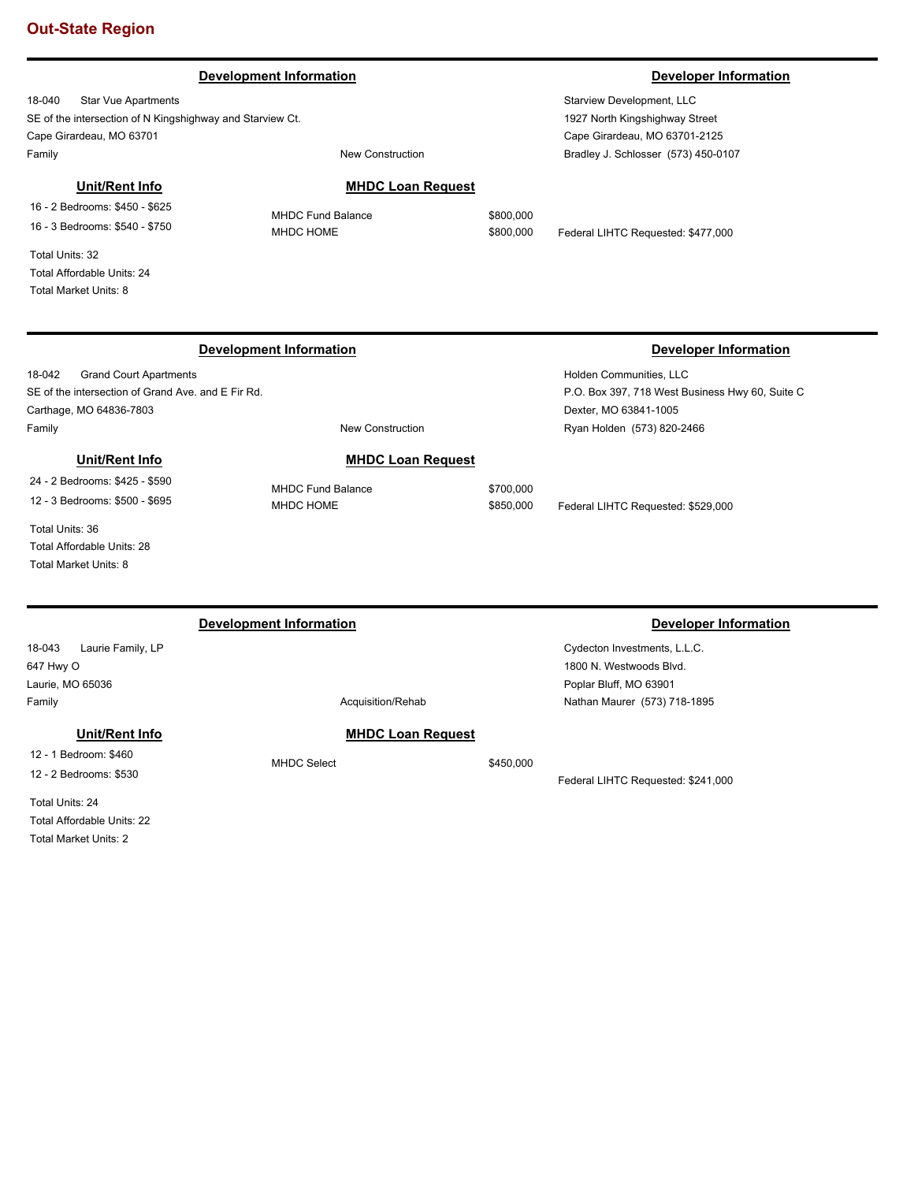## Out-State Region

---

### Development Information | Developer Information

18-040 Star Vue Apartments
SE of the intersection of N Kingshighway and Starview Ct.
Cape Girardeau, MO 63701
Family — New Construction

Starview Development, LLC
1927 North Kingshighway Street
Cape Girardeau, MO 63701-2125
Bradley J. Schlosser (573) 450-0107

**Unit/Rent Info**

16 - 2 Bedrooms: $450 - $625
16 - 3 Bedrooms: $540 - $750

Total Units: 32
Total Affordable Units: 24
Total Market Units: 8

**MHDC Loan Request**

| | |
|---|---|
| MHDC Fund Balance | $800,000 |
| MHDC HOME | $800,000 |

Federal LIHTC Requested: $477,000

---

### Development Information | Developer Information

18-042 Grand Court Apartments
SE of the intersection of Grand Ave. and E Fir Rd.
Carthage, MO 64836-7803
Family — New Construction

Holden Communities, LLC
P.O. Box 397, 718 West Business Hwy 60, Suite C
Dexter, MO 63841-1005
Ryan Holden (573) 820-2466

**Unit/Rent Info**

24 - 2 Bedrooms: $425 - $590
12 - 3 Bedrooms: $500 - $695

Total Units: 36
Total Affordable Units: 28
Total Market Units: 8

**MHDC Loan Request**

| | |
|---|---|
| MHDC Fund Balance | $700,000 |
| MHDC HOME | $850,000 |

Federal LIHTC Requested: $529,000

---

### Development Information | Developer Information

18-043 Laurie Family, LP
647 Hwy O
Laurie, MO 65036
Family — Acquisition/Rehab

Cydecton Investments, L.L.C.
1800 N. Westwoods Blvd.
Poplar Bluff, MO 63901
Nathan Maurer (573) 718-1895

**Unit/Rent Info**

12 - 1 Bedroom: $460
12 - 2 Bedrooms: $530

Total Units: 24
Total Affordable Units: 22
Total Market Units: 2

**MHDC Loan Request**

| | |
|---|---|
| MHDC Select | $450,000 |

Federal LIHTC Requested: $241,000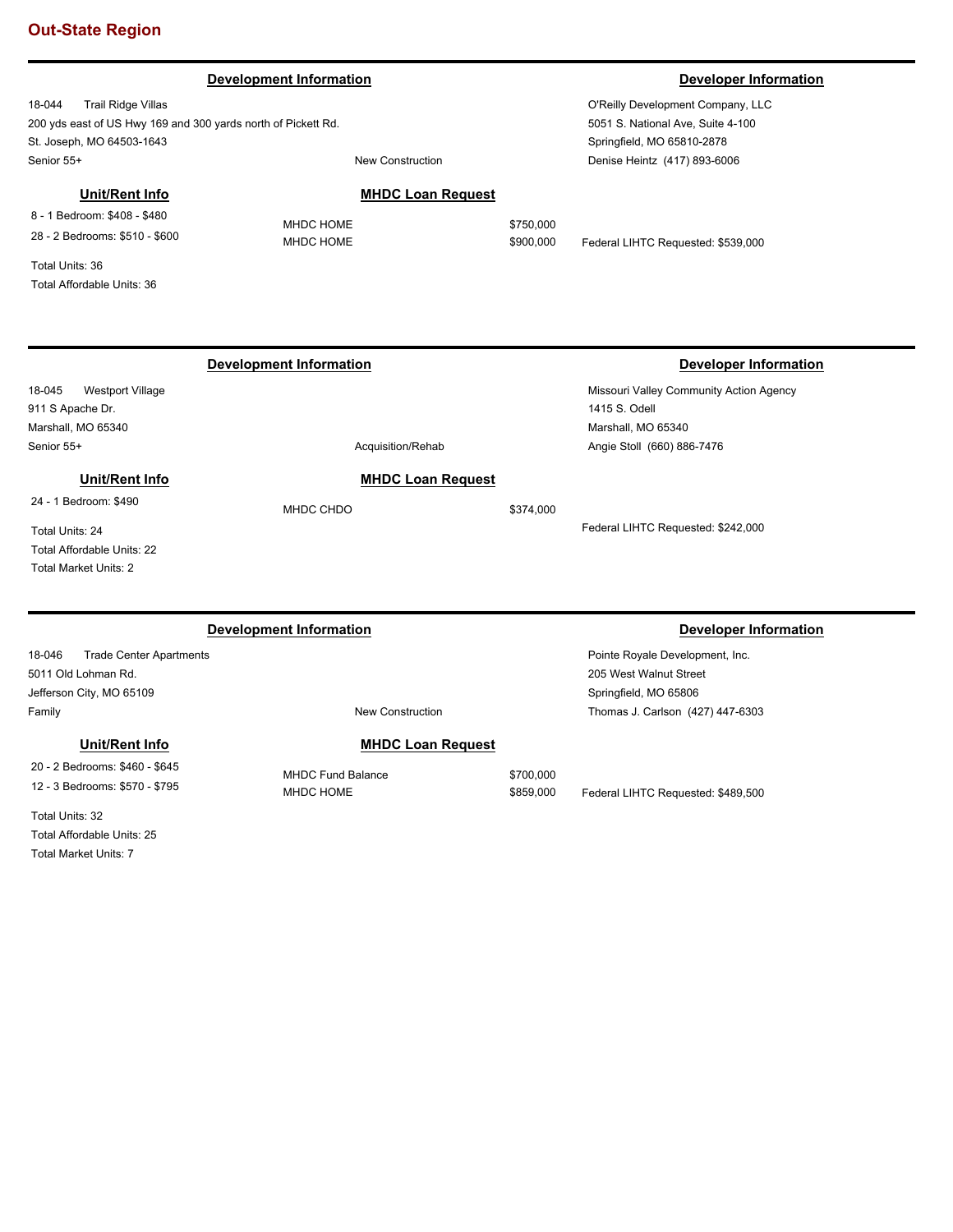## Out-State Region

### Development Information / Developer Information

18-044 Trail Ridge Villas
200 yds east of US Hwy 169 and 300 yards north of Pickett Rd.
St. Joseph, MO 64503-1643
Senior 55+
New Construction

O'Reilly Development Company, LLC
5051 S. National Ave, Suite 4-100
Springfield, MO 65810-2878
Denise Heintz (417) 893-6006

**Unit/Rent Info**

8 - 1 Bedroom: $408 - $480
28 - 2 Bedrooms: $510 - $600

Total Units: 36
Total Affordable Units: 36

**MHDC Loan Request**

| | |
|---|---|
| MHDC HOME | $750,000 |
| MHDC HOME | $900,000 |

Federal LIHTC Requested: $539,000

---

### Development Information / Developer Information

18-045 Westport Village
911 S Apache Dr.
Marshall, MO 65340
Senior 55+
Acquisition/Rehab

Missouri Valley Community Action Agency
1415 S. Odell
Marshall, MO 65340
Angie Stoll (660) 886-7476

**Unit/Rent Info**

24 - 1 Bedroom: $490

Total Units: 24
Total Affordable Units: 22
Total Market Units: 2

**MHDC Loan Request**

| | |
|---|---|
| MHDC CHDO | $374,000 |

Federal LIHTC Requested: $242,000

---

### Development Information / Developer Information

18-046 Trade Center Apartments
5011 Old Lohman Rd.
Jefferson City, MO 65109
Family
New Construction

Pointe Royale Development, Inc.
205 West Walnut Street
Springfield, MO 65806
Thomas J. Carlson (427) 447-6303

**Unit/Rent Info**

20 - 2 Bedrooms: $460 - $645
12 - 3 Bedrooms: $570 - $795

Total Units: 32
Total Affordable Units: 25
Total Market Units: 7

**MHDC Loan Request**

| | |
|---|---|
| MHDC Fund Balance | $700,000 |
| MHDC HOME | $859,000 |

Federal LIHTC Requested: $489,500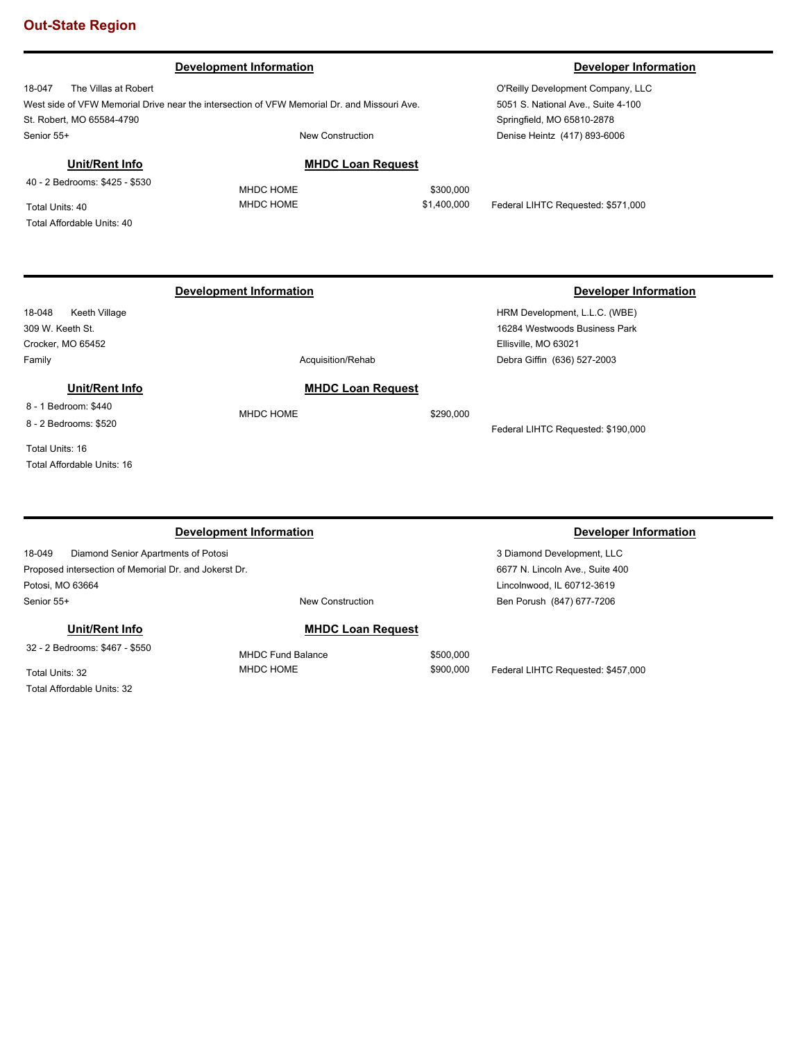## Out-State Region

---

| Development Information | | Developer Information |
|---|---|---|
| 18-047 The Villas at Robert | | O'Reilly Development Company, LLC |
| West side of VFW Memorial Drive near the intersection of VFW Memorial Dr. and Missouri Ave. | | 5051 S. National Ave., Suite 4-100 |
| St. Robert, MO 65584-4790 | | Springfield, MO 65810-2878 |
| Senior 55+ | New Construction | Denise Heintz (417) 893-6006 |

**Unit/Rent Info**

40 - 2 Bedrooms: $425 - $530

Total Units: 40
Total Affordable Units: 40

**MHDC Loan Request**

| | |
|---|---|
| MHDC HOME | $300,000 |
| MHDC HOME | $1,400,000 |

Federal LIHTC Requested: $571,000

---

| Development Information | | Developer Information |
|---|---|---|
| 18-048 Keeth Village | | HRM Development, L.L.C. (WBE) |
| 309 W. Keeth St. | | 16284 Westwoods Business Park |
| Crocker, MO 65452 | | Ellisville, MO 63021 |
| Family | Acquisition/Rehab | Debra Giffin (636) 527-2003 |

**Unit/Rent Info**

8 - 1 Bedroom: $440
8 - 2 Bedrooms: $520

Total Units: 16
Total Affordable Units: 16

**MHDC Loan Request**

| | |
|---|---|
| MHDC HOME | $290,000 |

Federal LIHTC Requested: $190,000

---

| Development Information | | Developer Information |
|---|---|---|
| 18-049 Diamond Senior Apartments of Potosi | | 3 Diamond Development, LLC |
| Proposed intersection of Memorial Dr. and Jokerst Dr. | | 6677 N. Lincoln Ave., Suite 400 |
| Potosi, MO 63664 | | Lincolnwood, IL 60712-3619 |
| Senior 55+ | New Construction | Ben Porush (847) 677-7206 |

**Unit/Rent Info**

32 - 2 Bedrooms: $467 - $550

Total Units: 32
Total Affordable Units: 32

**MHDC Loan Request**

| | |
|---|---|
| MHDC Fund Balance | $500,000 |
| MHDC HOME | $900,000 |

Federal LIHTC Requested: $457,000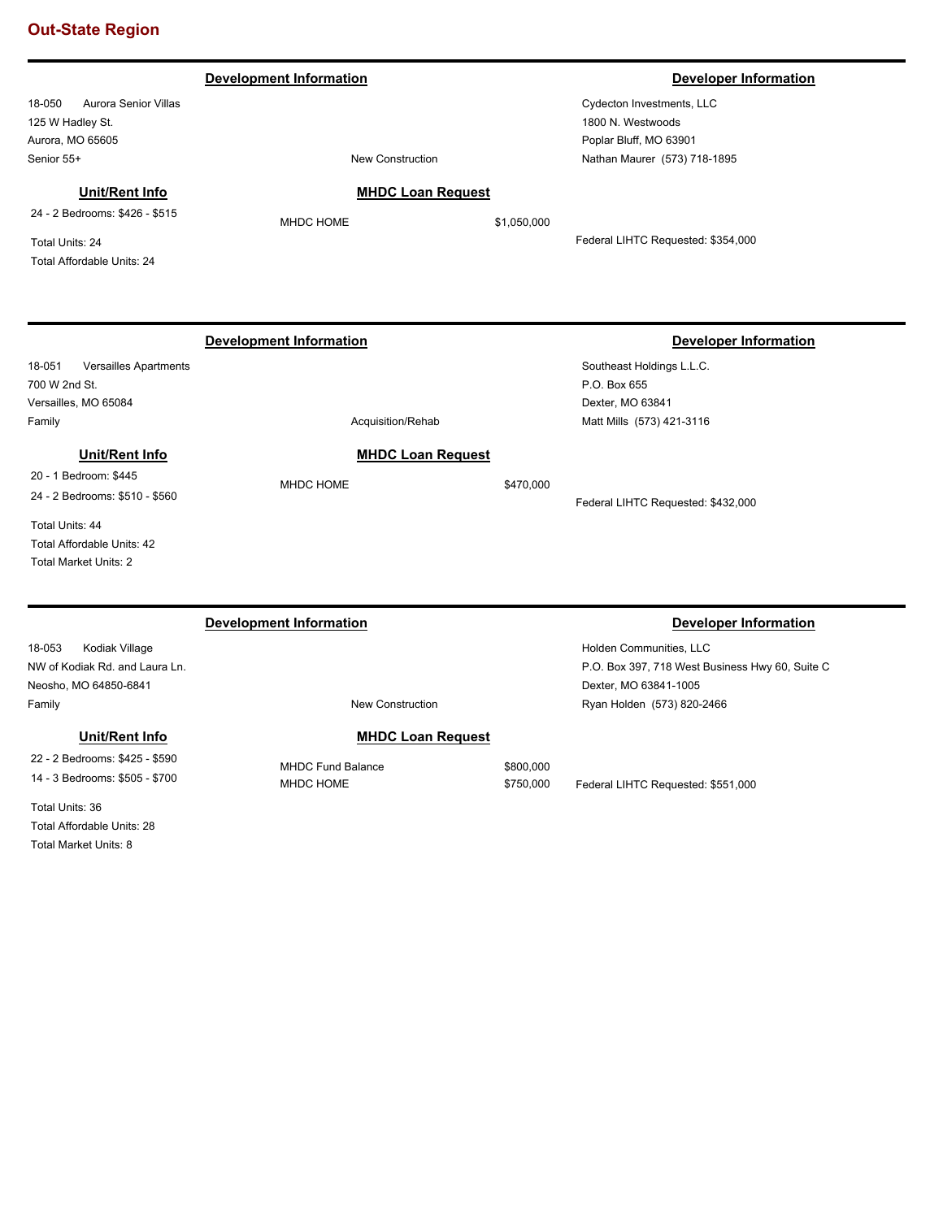## Out-State Region

---

**Development Information** | **Developer Information**

18-050 Aurora Senior Villas
125 W Hadley St.
Aurora, MO 65605
Senior 55+
New Construction

Cydecton Investments, LLC
1800 N. Westwoods
Poplar Bluff, MO 63901
Nathan Maurer (573) 718-1895

**Unit/Rent Info**

24 - 2 Bedrooms: $426 - $515

Total Units: 24
Total Affordable Units: 24

**MHDC Loan Request**

| | |
|---|---|
| MHDC HOME | $1,050,000 |

Federal LIHTC Requested: $354,000

---

**Development Information** | **Developer Information**

18-051 Versailles Apartments
700 W 2nd St.
Versailles, MO 65084
Family
Acquisition/Rehab

Southeast Holdings L.L.C.
P.O. Box 655
Dexter, MO 63841
Matt Mills (573) 421-3116

**Unit/Rent Info**

20 - 1 Bedroom: $445
24 - 2 Bedrooms: $510 - $560

Total Units: 44
Total Affordable Units: 42
Total Market Units: 2

**MHDC Loan Request**

| | |
|---|---|
| MHDC HOME | $470,000 |

Federal LIHTC Requested: $432,000

---

**Development Information** | **Developer Information**

18-053 Kodiak Village
NW of Kodiak Rd. and Laura Ln.
Neosho, MO 64850-6841
Family
New Construction

Holden Communities, LLC
P.O. Box 397, 718 West Business Hwy 60, Suite C
Dexter, MO 63841-1005
Ryan Holden (573) 820-2466

**Unit/Rent Info**

22 - 2 Bedrooms: $425 - $590
14 - 3 Bedrooms: $505 - $700

Total Units: 36
Total Affordable Units: 28
Total Market Units: 8

**MHDC Loan Request**

| | |
|---|---|
| MHDC Fund Balance | $800,000 |
| MHDC HOME | $750,000 |

Federal LIHTC Requested: $551,000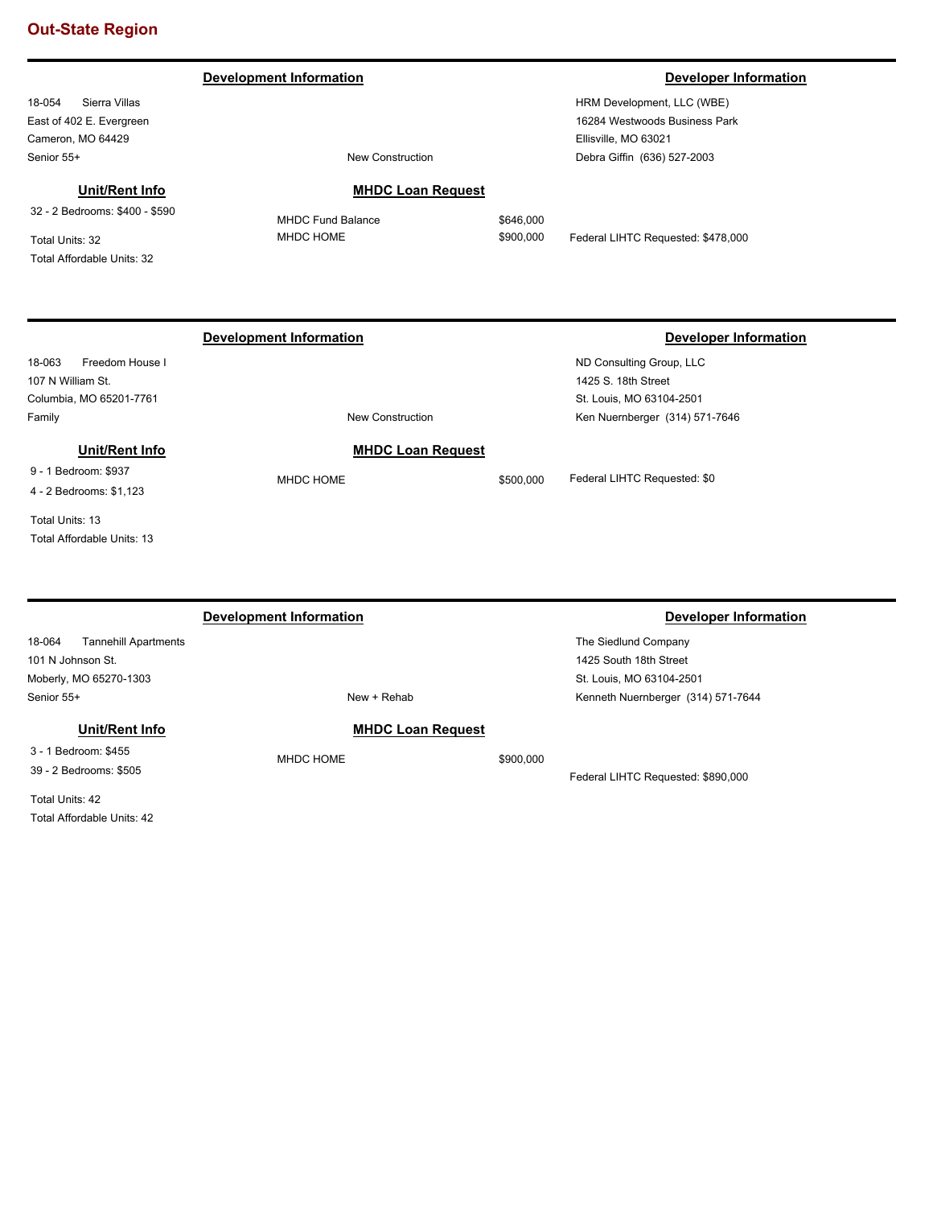## Out-State Region

---

**Development Information** | **Developer Information**

18-054 Sierra Villas
East of 402 E. Evergreen
Cameron, MO 64429
Senior 55+

New Construction

HRM Development, LLC (WBE)
16284 Westwoods Business Park
Ellisville, MO 63021
Debra Giffin (636) 527-2003

**Unit/Rent Info**

32 - 2 Bedrooms: $400 - $590

Total Units: 32
Total Affordable Units: 32

**MHDC Loan Request**

| | |
|---|---|
| MHDC Fund Balance | $646,000 |
| MHDC HOME | $900,000 |

Federal LIHTC Requested: $478,000

---

**Development Information** | **Developer Information**

18-063 Freedom House I
107 N William St.
Columbia, MO 65201-7761
Family

New Construction

ND Consulting Group, LLC
1425 S. 18th Street
St. Louis, MO 63104-2501
Ken Nuernberger (314) 571-7646

**Unit/Rent Info**

9 - 1 Bedroom: $937
4 - 2 Bedrooms: $1,123

Total Units: 13
Total Affordable Units: 13

**MHDC Loan Request**

| | |
|---|---|
| MHDC HOME | $500,000 |

Federal LIHTC Requested: $0

---

**Development Information** | **Developer Information**

18-064 Tannehill Apartments
101 N Johnson St.
Moberly, MO 65270-1303
Senior 55+

New + Rehab

The Siedlund Company
1425 South 18th Street
St. Louis, MO 63104-2501
Kenneth Nuernberger (314) 571-7644

**Unit/Rent Info**

3 - 1 Bedroom: $455
39 - 2 Bedrooms: $505

Total Units: 42
Total Affordable Units: 42

**MHDC Loan Request**

| | |
|---|---|
| MHDC HOME | $900,000 |

Federal LIHTC Requested: $890,000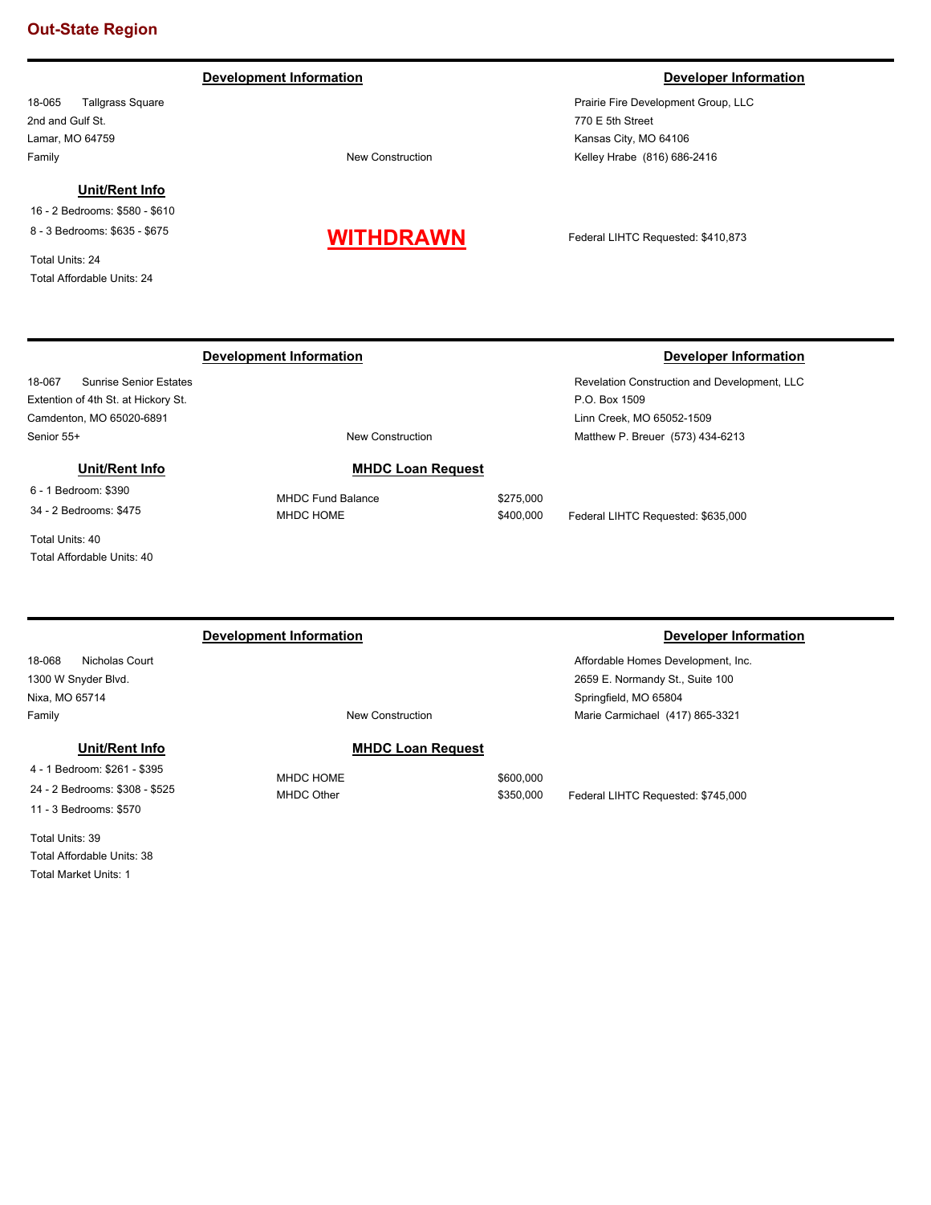## Out-State Region

---

**Development Information** | **Developer Information**

18-065 Tallgrass Square
2nd and Gulf St.
Lamar, MO 64759
Family

New Construction

Prairie Fire Development Group, LLC
770 E 5th Street
Kansas City, MO 64106
Kelley Hrabe (816) 686-2416

**Unit/Rent Info**

16 - 2 Bedrooms: $580 - $610
8 - 3 Bedrooms: $635 - $675

Total Units: 24
Total Affordable Units: 24

**WITHDRAWN**

Federal LIHTC Requested: $410,873

---

**Development Information** | **Developer Information**

18-067 Sunrise Senior Estates
Extention of 4th St. at Hickory St.
Camdenton, MO 65020-6891
Senior 55+

New Construction

Revelation Construction and Development, LLC
P.O. Box 1509
Linn Creek, MO 65052-1509
Matthew P. Breuer (573) 434-6213

**Unit/Rent Info**

6 - 1 Bedroom: $390
34 - 2 Bedrooms: $475

Total Units: 40
Total Affordable Units: 40

**MHDC Loan Request**

| | |
|---|---|
| MHDC Fund Balance | $275,000 |
| MHDC HOME | $400,000 |

Federal LIHTC Requested: $635,000

---

**Development Information** | **Developer Information**

18-068 Nicholas Court
1300 W Snyder Blvd.
Nixa, MO 65714
Family

New Construction

Affordable Homes Development, Inc.
2659 E. Normandy St., Suite 100
Springfield, MO 65804
Marie Carmichael (417) 865-3321

**Unit/Rent Info**

4 - 1 Bedroom: $261 - $395
24 - 2 Bedrooms: $308 - $525
11 - 3 Bedrooms: $570

Total Units: 39
Total Affordable Units: 38
Total Market Units: 1

**MHDC Loan Request**

| | |
|---|---|
| MHDC HOME | $600,000 |
| MHDC Other | $350,000 |

Federal LIHTC Requested: $745,000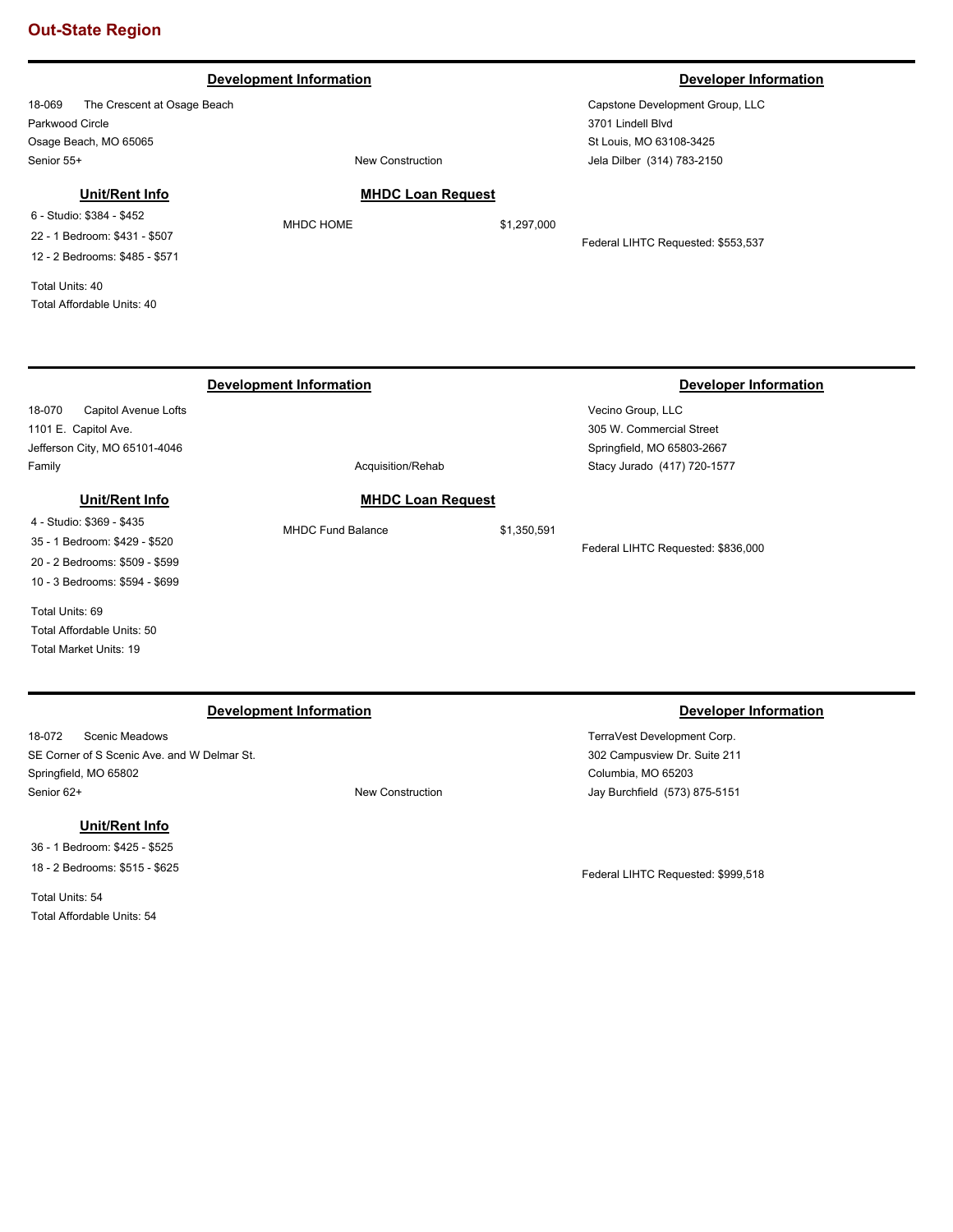## Out-State Region

---

### Development Information

18-069 The Crescent at Osage Beach
Parkwood Circle
Osage Beach, MO 65065
Senior 55+

New Construction

### Developer Information

Capstone Development Group, LLC
3701 Lindell Blvd
St Louis, MO 63108-3425
Jela Dilber (314) 783-2150

### Unit/Rent Info

6 - Studio: $384 - $452
22 - 1 Bedroom: $431 - $507
12 - 2 Bedrooms: $485 - $571

Total Units: 40
Total Affordable Units: 40

### MHDC Loan Request

MHDC HOME $1,297,000

Federal LIHTC Requested: $553,537

---

### Development Information

18-070 Capitol Avenue Lofts
1101 E. Capitol Ave.
Jefferson City, MO 65101-4046
Family

Acquisition/Rehab

### Developer Information

Vecino Group, LLC
305 W. Commercial Street
Springfield, MO 65803-2667
Stacy Jurado (417) 720-1577

### Unit/Rent Info

4 - Studio: $369 - $435
35 - 1 Bedroom: $429 - $520
20 - 2 Bedrooms: $509 - $599
10 - 3 Bedrooms: $594 - $699

Total Units: 69
Total Affordable Units: 50
Total Market Units: 19

### MHDC Loan Request

MHDC Fund Balance $1,350,591

Federal LIHTC Requested: $836,000

---

### Development Information

18-072 Scenic Meadows
SE Corner of S Scenic Ave. and W Delmar St.
Springfield, MO 65802
Senior 62+

New Construction

### Developer Information

TerraVest Development Corp.
302 Campusview Dr. Suite 211
Columbia, MO 65203
Jay Burchfield (573) 875-5151

### Unit/Rent Info

36 - 1 Bedroom: $425 - $525
18 - 2 Bedrooms: $515 - $625

Total Units: 54
Total Affordable Units: 54

Federal LIHTC Requested: $999,518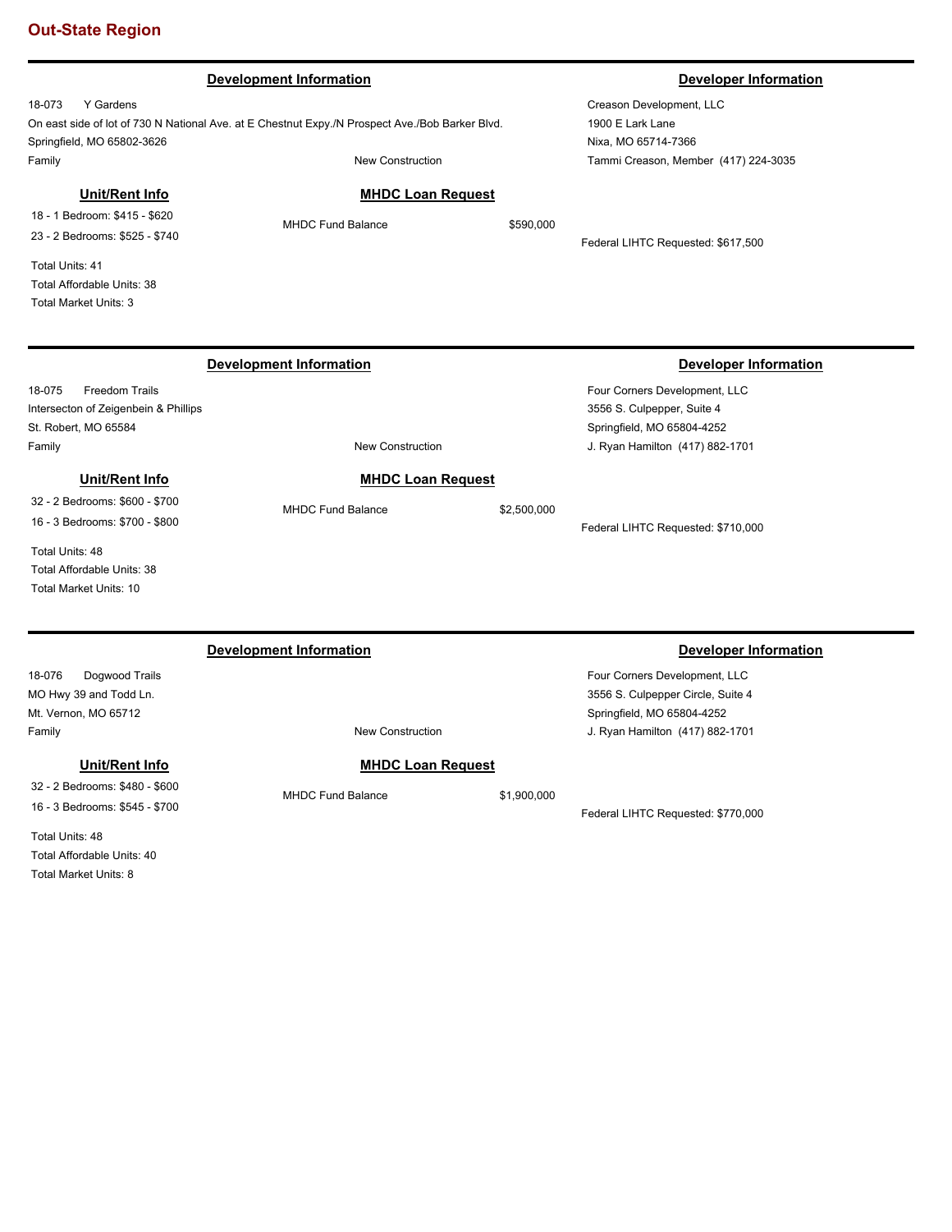## Out-State Region

---

**Development Information**

18-073 Y Gardens
On east side of lot of 730 N National Ave. at E Chestnut Expy./N Prospect Ave./Bob Barker Blvd.
Springfield, MO 65802-3626
Family — New Construction

**Developer Information**

Creason Development, LLC
1900 E Lark Lane
Nixa, MO 65714-7366
Tammi Creason, Member (417) 224-3035

**Unit/Rent Info**

18 - 1 Bedroom: $415 - $620
23 - 2 Bedrooms: $525 - $740

Total Units: 41
Total Affordable Units: 38
Total Market Units: 3

**MHDC Loan Request**

MHDC Fund Balance $590,000

Federal LIHTC Requested: $617,500

---

**Development Information**

18-075 Freedom Trails
Intersecton of Zeigenbein & Phillips
St. Robert, MO 65584
Family — New Construction

**Developer Information**

Four Corners Development, LLC
3556 S. Culpepper, Suite 4
Springfield, MO 65804-4252
J. Ryan Hamilton (417) 882-1701

**Unit/Rent Info**

32 - 2 Bedrooms: $600 - $700
16 - 3 Bedrooms: $700 - $800

Total Units: 48
Total Affordable Units: 38
Total Market Units: 10

**MHDC Loan Request**

MHDC Fund Balance $2,500,000

Federal LIHTC Requested: $710,000

---

**Development Information**

18-076 Dogwood Trails
MO Hwy 39 and Todd Ln.
Mt. Vernon, MO 65712
Family — New Construction

**Developer Information**

Four Corners Development, LLC
3556 S. Culpepper Circle, Suite 4
Springfield, MO 65804-4252
J. Ryan Hamilton (417) 882-1701

**Unit/Rent Info**

32 - 2 Bedrooms: $480 - $600
16 - 3 Bedrooms: $545 - $700

Total Units: 48
Total Affordable Units: 40
Total Market Units: 8

**MHDC Loan Request**

MHDC Fund Balance $1,900,000

Federal LIHTC Requested: $770,000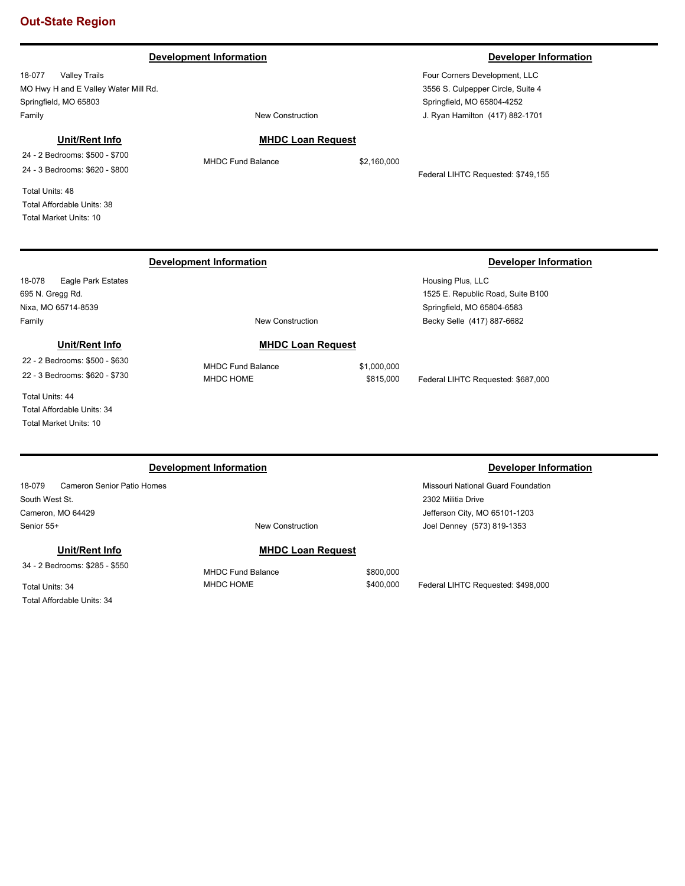## Out-State Region

---

### Development Information

18-077 Valley Trails
MO Hwy H and E Valley Water Mill Rd.
Springfield, MO 65803
Family

New Construction

### Developer Information

Four Corners Development, LLC
3556 S. Culpepper Circle, Suite 4
Springfield, MO 65804-4252
J. Ryan Hamilton (417) 882-1701

### Unit/Rent Info

24 - 2 Bedrooms: $500 - $700
24 - 3 Bedrooms: $620 - $800

Total Units: 48
Total Affordable Units: 38
Total Market Units: 10

### MHDC Loan Request

| | |
|---|---|
| MHDC Fund Balance | $2,160,000 |

Federal LIHTC Requested: $749,155

---

### Development Information

18-078 Eagle Park Estates
695 N. Gregg Rd.
Nixa, MO 65714-8539
Family

New Construction

### Developer Information

Housing Plus, LLC
1525 E. Republic Road, Suite B100
Springfield, MO 65804-6583
Becky Selle (417) 887-6682

### Unit/Rent Info

22 - 2 Bedrooms: $500 - $630
22 - 3 Bedrooms: $620 - $730

Total Units: 44
Total Affordable Units: 34
Total Market Units: 10

### MHDC Loan Request

| | |
|---|---|
| MHDC Fund Balance | $1,000,000 |
| MHDC HOME | $815,000 |

Federal LIHTC Requested: $687,000

---

### Development Information

18-079 Cameron Senior Patio Homes
South West St.
Cameron, MO 64429
Senior 55+

New Construction

### Developer Information

Missouri National Guard Foundation
2302 Militia Drive
Jefferson City, MO 65101-1203
Joel Denney (573) 819-1353

### Unit/Rent Info

34 - 2 Bedrooms: $285 - $550

Total Units: 34
Total Affordable Units: 34

### MHDC Loan Request

| | |
|---|---|
| MHDC Fund Balance | $800,000 |
| MHDC HOME | $400,000 |

Federal LIHTC Requested: $498,000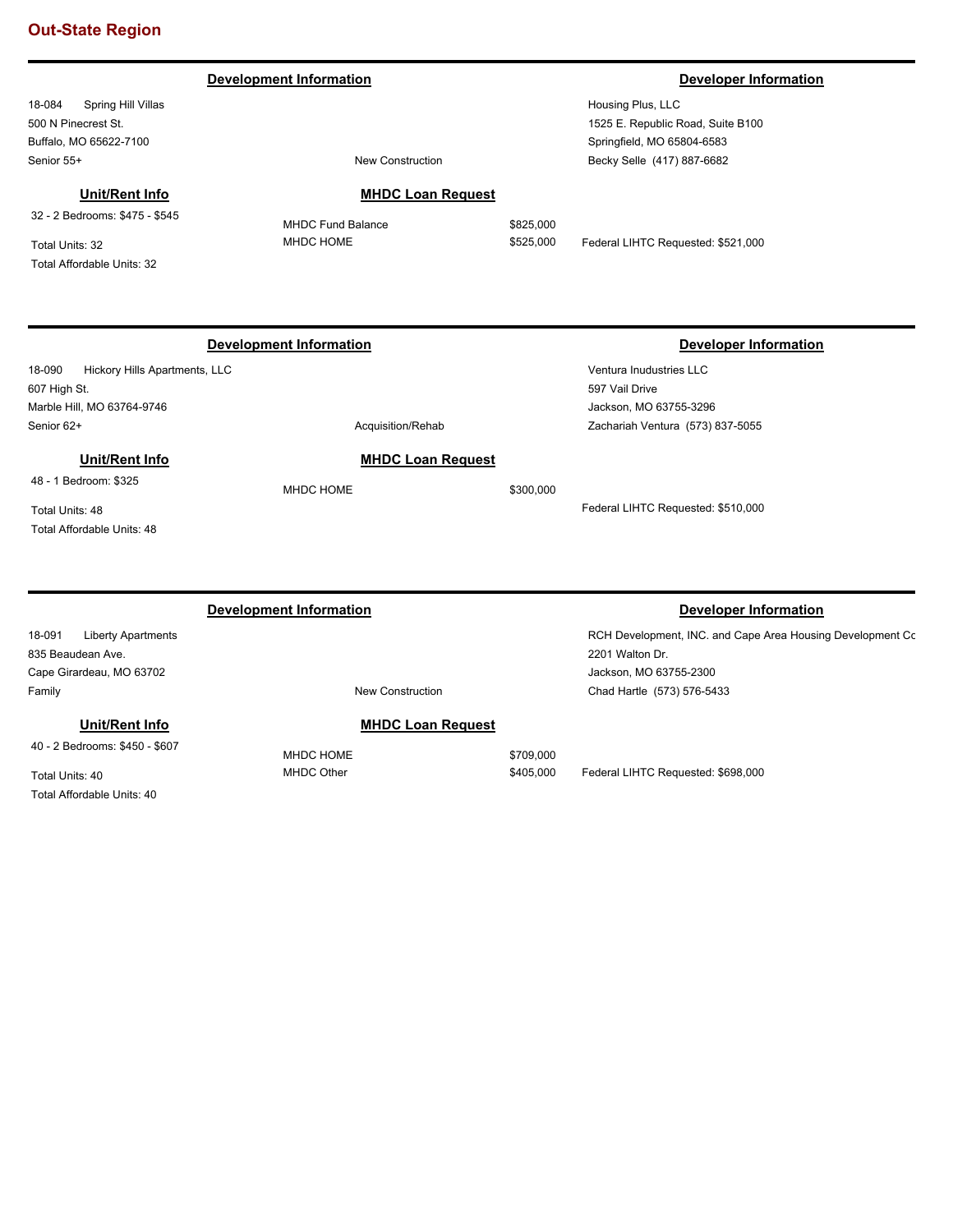## Out-State Region

---

**Development Information**

18-084 Spring Hill Villas
500 N Pinecrest St.
Buffalo, MO 65622-7100
Senior 55+

New Construction

**Developer Information**

Housing Plus, LLC
1525 E. Republic Road, Suite B100
Springfield, MO 65804-6583
Becky Selle (417) 887-6682

**Unit/Rent Info**

32 - 2 Bedrooms: $475 - $545

Total Units: 32
Total Affordable Units: 32

**MHDC Loan Request**

| | |
|---|---|
| MHDC Fund Balance | $825,000 |
| MHDC HOME | $525,000 |

Federal LIHTC Requested: $521,000

---

**Development Information**

18-090 Hickory Hills Apartments, LLC
607 High St.
Marble Hill, MO 63764-9746
Senior 62+

Acquisition/Rehab

**Developer Information**

Ventura Inudustries LLC
597 Vail Drive
Jackson, MO 63755-3296
Zachariah Ventura (573) 837-5055

**Unit/Rent Info**

48 - 1 Bedroom: $325

Total Units: 48
Total Affordable Units: 48

**MHDC Loan Request**

| | |
|---|---|
| MHDC HOME | $300,000 |

Federal LIHTC Requested: $510,000

---

**Development Information**

18-091 Liberty Apartments
835 Beaudean Ave.
Cape Girardeau, MO 63702
Family

New Construction

**Developer Information**

RCH Development, INC. and Cape Area Housing Development Co
2201 Walton Dr.
Jackson, MO 63755-2300
Chad Hartle (573) 576-5433

**Unit/Rent Info**

40 - 2 Bedrooms: $450 - $607

Total Units: 40
Total Affordable Units: 40

**MHDC Loan Request**

| | |
|---|---|
| MHDC HOME | $709,000 |
| MHDC Other | $405,000 |

Federal LIHTC Requested: $698,000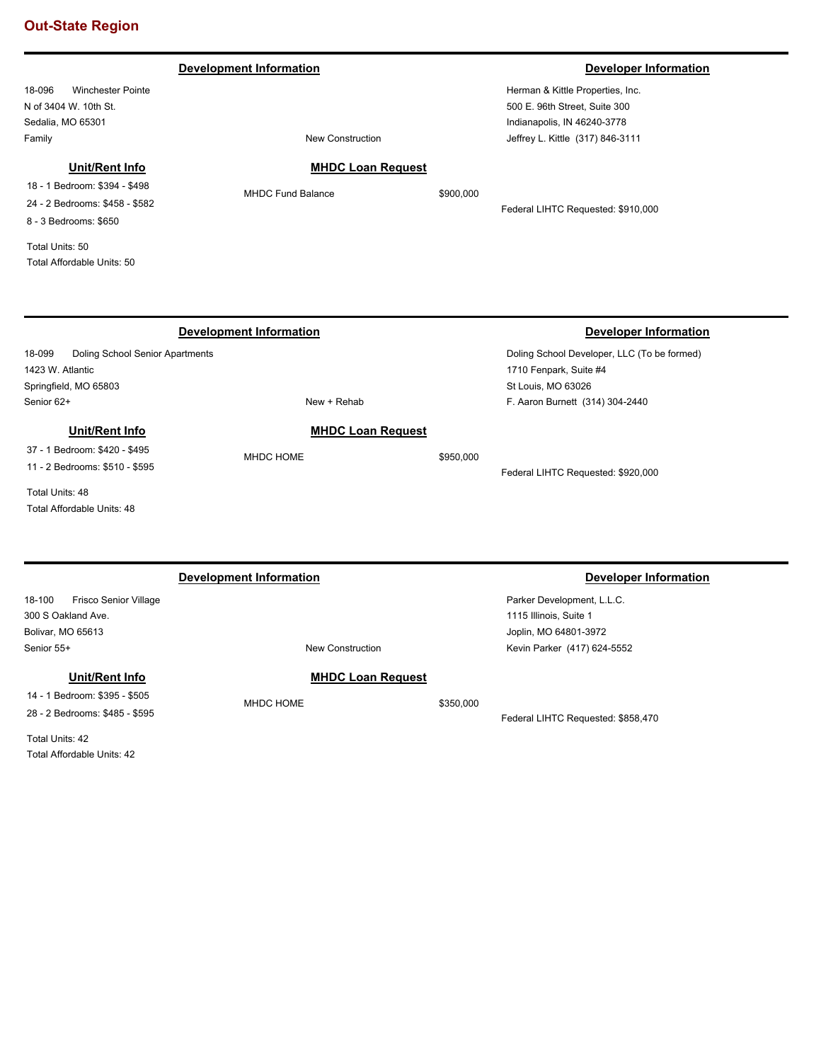## Out-State Region

---

### Development Information

18-096 Winchester Pointe
N of 3404 W. 10th St.
Sedalia, MO 65301
Family

New Construction

### Developer Information

Herman & Kittle Properties, Inc.
500 E. 96th Street, Suite 300
Indianapolis, IN 46240-3778
Jeffrey L. Kittle (317) 846-3111

#### Unit/Rent Info

18 - 1 Bedroom: $394 - $498
24 - 2 Bedrooms: $458 - $582
8 - 3 Bedrooms: $650

Total Units: 50
Total Affordable Units: 50

#### MHDC Loan Request

MHDC Fund Balance $900,000

Federal LIHTC Requested: $910,000

---

### Development Information

18-099 Doling School Senior Apartments
1423 W. Atlantic
Springfield, MO 65803
Senior 62+

New + Rehab

### Developer Information

Doling School Developer, LLC (To be formed)
1710 Fenpark, Suite #4
St Louis, MO 63026
F. Aaron Burnett (314) 304-2440

#### Unit/Rent Info

37 - 1 Bedroom: $420 - $495
11 - 2 Bedrooms: $510 - $595

Total Units: 48
Total Affordable Units: 48

#### MHDC Loan Request

MHDC HOME $950,000

Federal LIHTC Requested: $920,000

---

### Development Information

18-100 Frisco Senior Village
300 S Oakland Ave.
Bolivar, MO 65613
Senior 55+

New Construction

### Developer Information

Parker Development, L.L.C.
1115 Illinois, Suite 1
Joplin, MO 64801-3972
Kevin Parker (417) 624-5552

#### Unit/Rent Info

14 - 1 Bedroom: $395 - $505
28 - 2 Bedrooms: $485 - $595

Total Units: 42
Total Affordable Units: 42

#### MHDC Loan Request

MHDC HOME $350,000

Federal LIHTC Requested: $858,470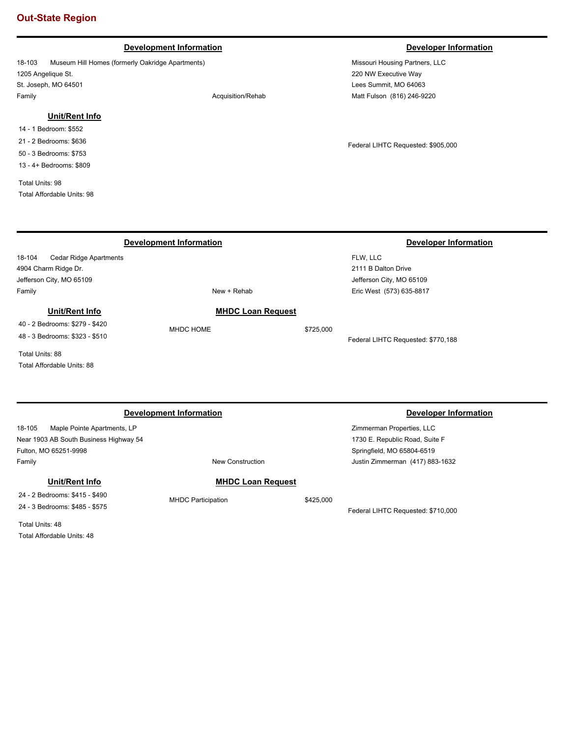## Out-State Region

---

### Development Information

18-103 Museum Hill Homes (formerly Oakridge Apartments)
1205 Angelique St.
St. Joseph, MO 64501
Family

Acquisition/Rehab

### Developer Information

Missouri Housing Partners, LLC
220 NW Executive Way
Lees Summit, MO 64063
Matt Fulson (816) 246-9220

#### Unit/Rent Info

14 - 1 Bedroom: $552
21 - 2 Bedrooms: $636
50 - 3 Bedrooms: $753
13 - 4+ Bedrooms: $809

Total Units: 98
Total Affordable Units: 98

Federal LIHTC Requested: $905,000

---

### Development Information

18-104 Cedar Ridge Apartments
4904 Charm Ridge Dr.
Jefferson City, MO 65109
Family

New + Rehab

### Developer Information

FLW, LLC
2111 B Dalton Drive
Jefferson City, MO 65109
Eric West (573) 635-8817

#### Unit/Rent Info

40 - 2 Bedrooms: $279 - $420
48 - 3 Bedrooms: $323 - $510

Total Units: 88
Total Affordable Units: 88

#### MHDC Loan Request

MHDC HOME $725,000

Federal LIHTC Requested: $770,188

---

### Development Information

18-105 Maple Pointe Apartments, LP
Near 1903 AB South Business Highway 54
Fulton, MO 65251-9998
Family

New Construction

### Developer Information

Zimmerman Properties, LLC
1730 E. Republic Road, Suite F
Springfield, MO 65804-6519
Justin Zimmerman (417) 883-1632

#### Unit/Rent Info

24 - 2 Bedrooms: $415 - $490
24 - 3 Bedrooms: $485 - $575

Total Units: 48
Total Affordable Units: 48

#### MHDC Loan Request

MHDC Participation $425,000

Federal LIHTC Requested: $710,000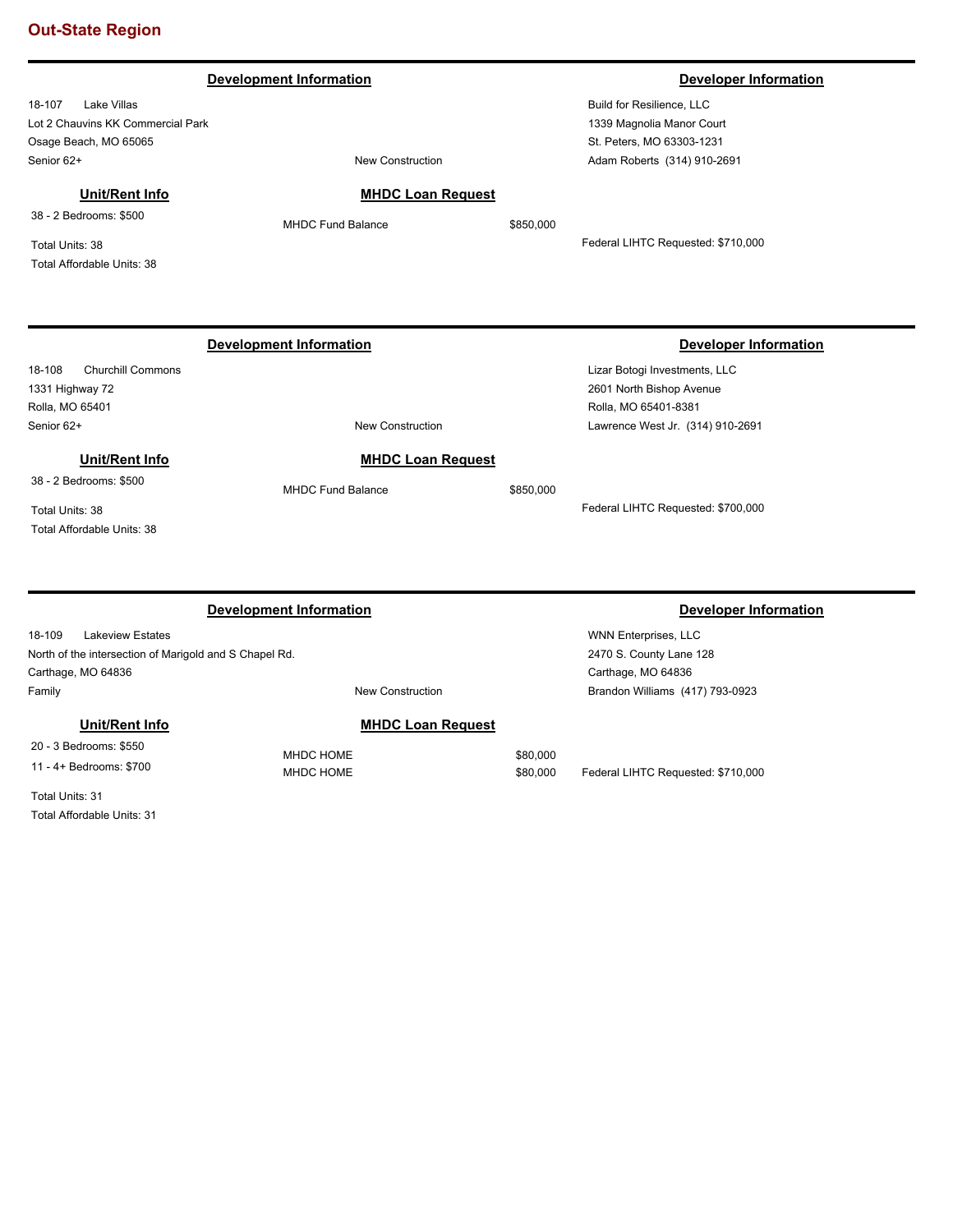## Out-State Region

---

**Development Information**

18-107 Lake Villas
Lot 2 Chauvins KK Commercial Park
Osage Beach, MO 65065
Senior 62+

New Construction

**Developer Information**

Build for Resilience, LLC
1339 Magnolia Manor Court
St. Peters, MO 63303-1231
Adam Roberts (314) 910-2691

**Unit/Rent Info**

38 - 2 Bedrooms: $500

Total Units: 38
Total Affordable Units: 38

**MHDC Loan Request**

| | |
|---|---|
| MHDC Fund Balance | $850,000 |

Federal LIHTC Requested: $710,000

---

**Development Information**

18-108 Churchill Commons
1331 Highway 72
Rolla, MO 65401
Senior 62+

New Construction

**Developer Information**

Lizar Botogi Investments, LLC
2601 North Bishop Avenue
Rolla, MO 65401-8381
Lawrence West Jr. (314) 910-2691

**Unit/Rent Info**

38 - 2 Bedrooms: $500

Total Units: 38
Total Affordable Units: 38

**MHDC Loan Request**

| | |
|---|---|
| MHDC Fund Balance | $850,000 |

Federal LIHTC Requested: $700,000

---

**Development Information**

18-109 Lakeview Estates
North of the intersection of Marigold and S Chapel Rd.
Carthage, MO 64836
Family

New Construction

**Developer Information**

WNN Enterprises, LLC
2470 S. County Lane 128
Carthage, MO 64836
Brandon Williams (417) 793-0923

**Unit/Rent Info**

20 - 3 Bedrooms: $550
11 - 4+ Bedrooms: $700

Total Units: 31
Total Affordable Units: 31

**MHDC Loan Request**

| | |
|---|---|
| MHDC HOME | $80,000 |
| MHDC HOME | $80,000 |

Federal LIHTC Requested: $710,000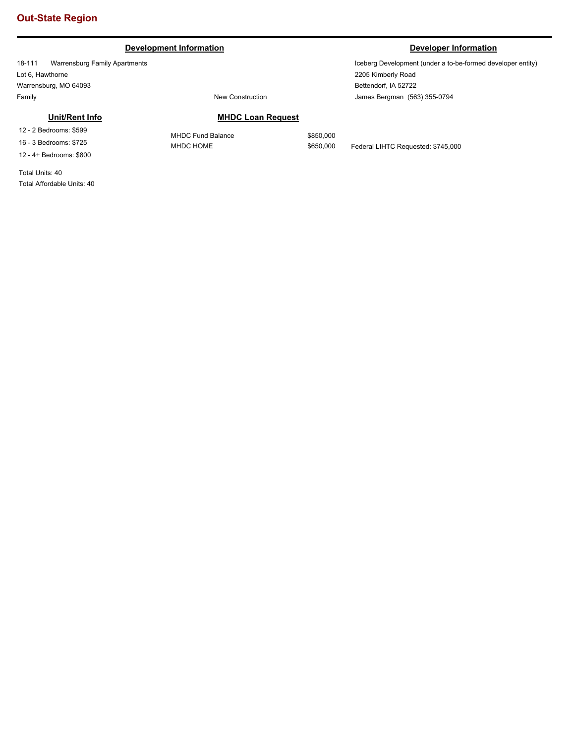## Out-State Region

### Development Information

18-111 Warrensburg Family Apartments
Lot 6, Hawthorne
Warrensburg, MO 64093
Family

New Construction

### Developer Information

Iceberg Development (under a to-be-formed developer entity)
2205 Kimberly Road
Bettendorf, IA 52722
James Bergman (563) 355-0794

### Unit/Rent Info

12 - 2 Bedrooms: $599
16 - 3 Bedrooms: $725
12 - 4+ Bedrooms: $800

Total Units: 40
Total Affordable Units: 40

### MHDC Loan Request

| | |
|---|---|
| MHDC Fund Balance | $850,000 |
| MHDC HOME | $650,000 |

Federal LIHTC Requested: $745,000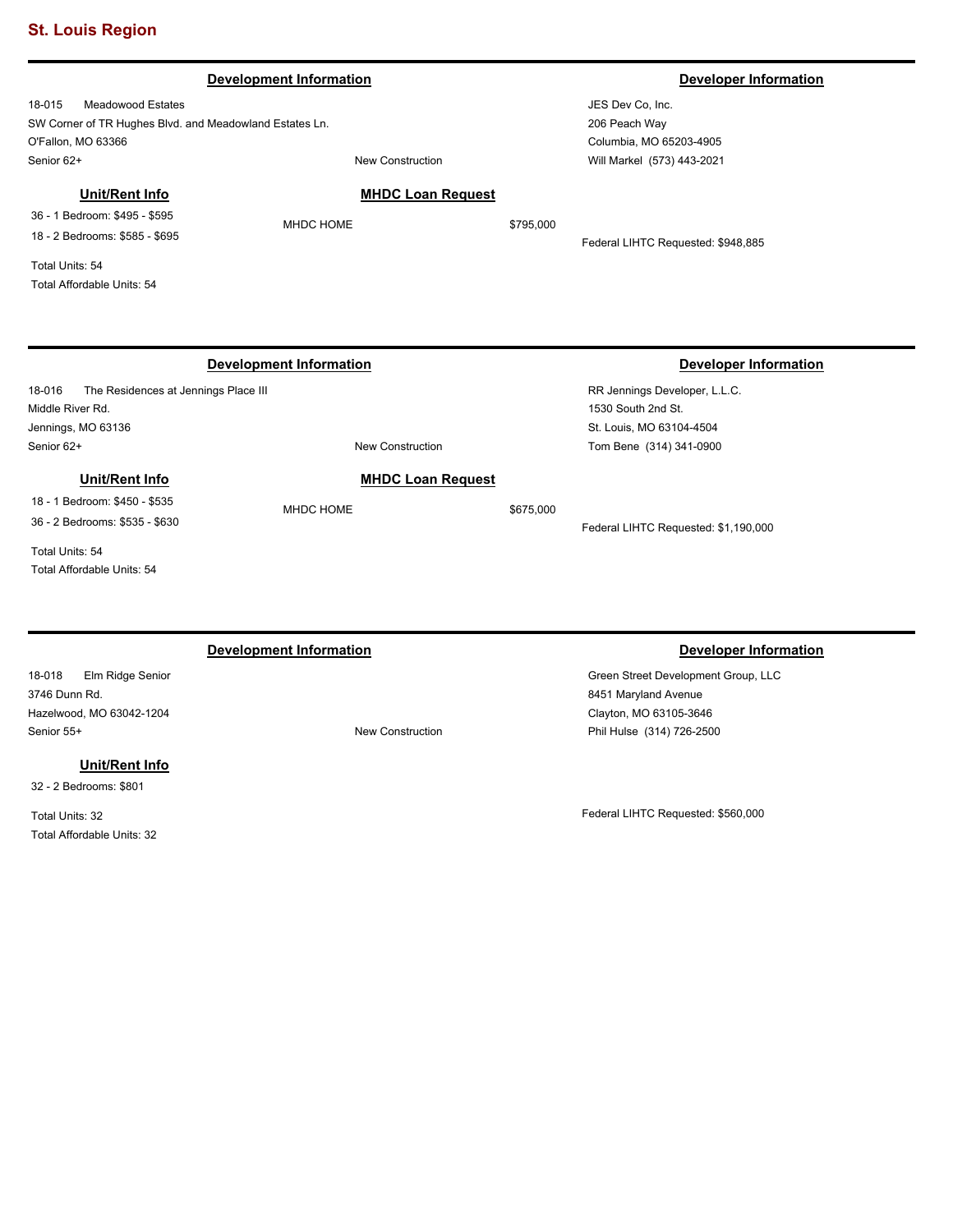## St. Louis Region

---

**Development Information**

18-015 Meadowood Estates
SW Corner of TR Hughes Blvd. and Meadowland Estates Ln.
O'Fallon, MO 63366
Senior 62+
New Construction

**Developer Information**

JES Dev Co, Inc.
206 Peach Way
Columbia, MO 65203-4905
Will Markel (573) 443-2021

**Unit/Rent Info**

36 - 1 Bedroom: $495 - $595
18 - 2 Bedrooms: $585 - $695

Total Units: 54
Total Affordable Units: 54

**MHDC Loan Request**

MHDC HOME $795,000

Federal LIHTC Requested: $948,885

---

**Development Information**

18-016 The Residences at Jennings Place III
Middle River Rd.
Jennings, MO 63136
Senior 62+
New Construction

**Developer Information**

RR Jennings Developer, L.L.C.
1530 South 2nd St.
St. Louis, MO 63104-4504
Tom Bene (314) 341-0900

**Unit/Rent Info**

18 - 1 Bedroom: $450 - $535
36 - 2 Bedrooms: $535 - $630

Total Units: 54
Total Affordable Units: 54

**MHDC Loan Request**

MHDC HOME $675,000

Federal LIHTC Requested: $1,190,000

---

**Development Information**

18-018 Elm Ridge Senior
3746 Dunn Rd.
Hazelwood, MO 63042-1204
Senior 55+
New Construction

**Developer Information**

Green Street Development Group, LLC
8451 Maryland Avenue
Clayton, MO 63105-3646
Phil Hulse (314) 726-2500

**Unit/Rent Info**

32 - 2 Bedrooms: $801

Total Units: 32
Total Affordable Units: 32

Federal LIHTC Requested: $560,000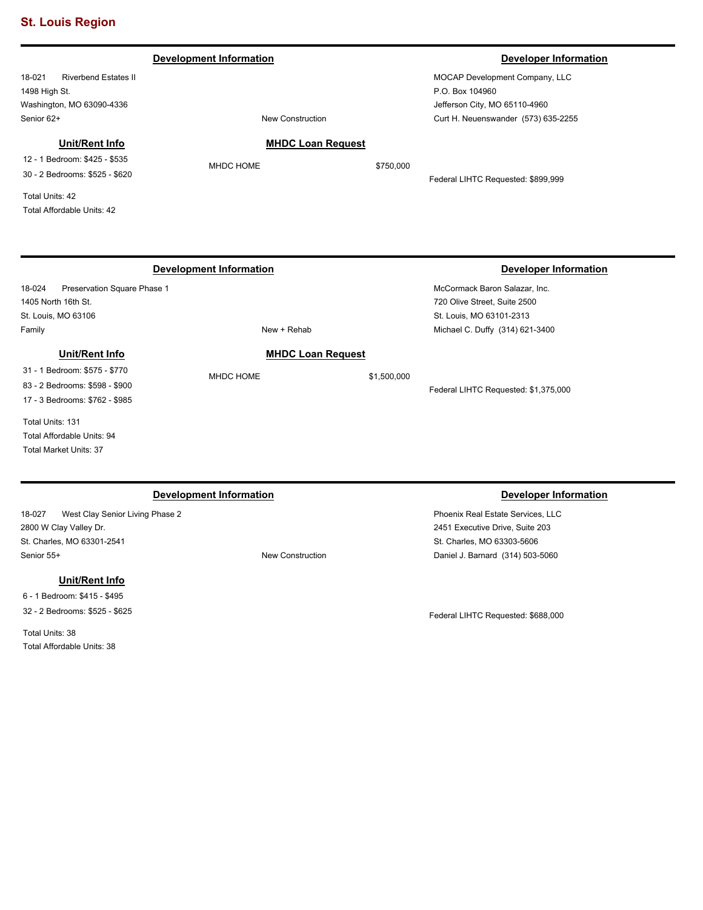## St. Louis Region

---

**Development Information**

18-021 Riverbend Estates II
1498 High St.
Washington, MO 63090-4336
Senior 62+

New Construction

**Developer Information**

MOCAP Development Company, LLC
P.O. Box 104960
Jefferson City, MO 65110-4960
Curt H. Neuenswander (573) 635-2255

**Unit/Rent Info**

12 - 1 Bedroom: $425 - $535
30 - 2 Bedrooms: $525 - $620

Total Units: 42
Total Affordable Units: 42

**MHDC Loan Request**

MHDC HOME $750,000

Federal LIHTC Requested: $899,999

---

**Development Information**

18-024 Preservation Square Phase 1
1405 North 16th St.
St. Louis, MO 63106
Family

New + Rehab

**Developer Information**

McCormack Baron Salazar, Inc.
720 Olive Street, Suite 2500
St. Louis, MO 63101-2313
Michael C. Duffy (314) 621-3400

**Unit/Rent Info**

31 - 1 Bedroom: $575 - $770
83 - 2 Bedrooms: $598 - $900
17 - 3 Bedrooms: $762 - $985

Total Units: 131
Total Affordable Units: 94
Total Market Units: 37

**MHDC Loan Request**

MHDC HOME $1,500,000

Federal LIHTC Requested: $1,375,000

---

**Development Information**

18-027 West Clay Senior Living Phase 2
2800 W Clay Valley Dr.
St. Charles, MO 63301-2541
Senior 55+

New Construction

**Developer Information**

Phoenix Real Estate Services, LLC
2451 Executive Drive, Suite 203
St. Charles, MO 63303-5606
Daniel J. Barnard (314) 503-5060

**Unit/Rent Info**

6 - 1 Bedroom: $415 - $495
32 - 2 Bedrooms: $525 - $625

Total Units: 38
Total Affordable Units: 38

Federal LIHTC Requested: $688,000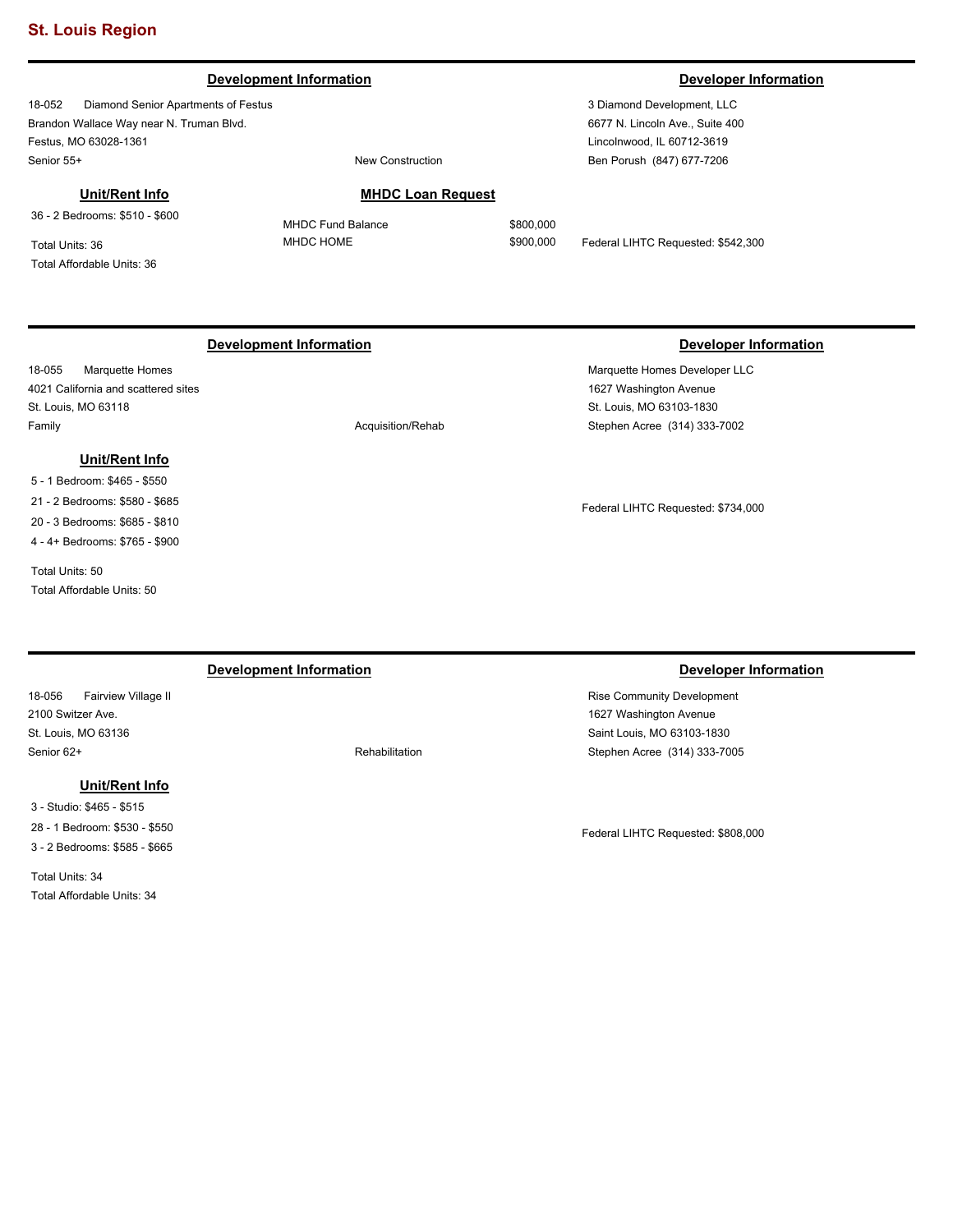## St. Louis Region

---

**Development Information**

18-052 Diamond Senior Apartments of Festus
Brandon Wallace Way near N. Truman Blvd.
Festus, MO 63028-1361
Senior 55+

New Construction

**Developer Information**

3 Diamond Development, LLC
6677 N. Lincoln Ave., Suite 400
Lincolnwood, IL 60712-3619
Ben Porush (847) 677-7206

**Unit/Rent Info**

36 - 2 Bedrooms: $510 - $600

Total Units: 36
Total Affordable Units: 36

**MHDC Loan Request**

| | |
|---|---|
| MHDC Fund Balance | $800,000 |
| MHDC HOME | $900,000 |

Federal LIHTC Requested: $542,300

---

**Development Information**

18-055 Marquette Homes
4021 California and scattered sites
St. Louis, MO 63118
Family

Acquisition/Rehab

**Developer Information**

Marquette Homes Developer LLC
1627 Washington Avenue
St. Louis, MO 63103-1830
Stephen Acree (314) 333-7002

**Unit/Rent Info**

5 - 1 Bedroom: $465 - $550
21 - 2 Bedrooms: $580 - $685
20 - 3 Bedrooms: $685 - $810
4 - 4+ Bedrooms: $765 - $900

Total Units: 50
Total Affordable Units: 50

Federal LIHTC Requested: $734,000

---

**Development Information**

18-056 Fairview Village II
2100 Switzer Ave.
St. Louis, MO 63136
Senior 62+

Rehabilitation

**Developer Information**

Rise Community Development
1627 Washington Avenue
Saint Louis, MO 63103-1830
Stephen Acree (314) 333-7005

**Unit/Rent Info**

3 - Studio: $465 - $515
28 - 1 Bedroom: $530 - $550
3 - 2 Bedrooms: $585 - $665

Total Units: 34
Total Affordable Units: 34

Federal LIHTC Requested: $808,000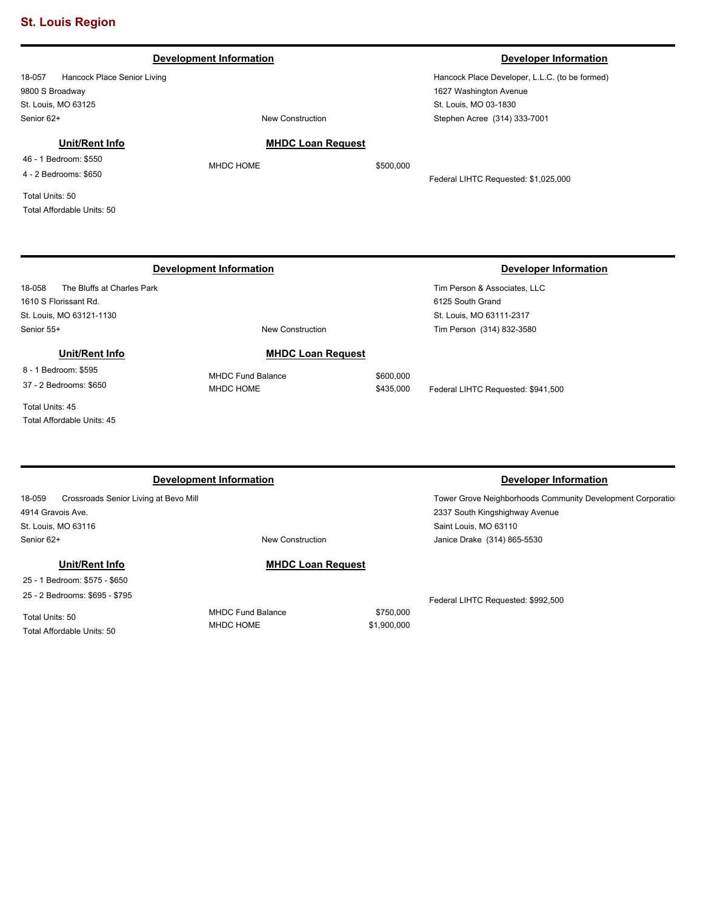## St. Louis Region

---

### Development Information

18-057 Hancock Place Senior Living
9800 S Broadway
St. Louis, MO 63125
Senior 62+

New Construction

### Developer Information

Hancock Place Developer, L.L.C. (to be formed)
1627 Washington Avenue
St. Louis, MO 03-1830
Stephen Acree (314) 333-7001

### Unit/Rent Info

46 - 1 Bedroom: $550
4 - 2 Bedrooms: $650

Total Units: 50
Total Affordable Units: 50

### MHDC Loan Request

| | |
|---|---|
| MHDC HOME | $500,000 |

Federal LIHTC Requested: $1,025,000

---

### Development Information

18-058 The Bluffs at Charles Park
1610 S Florissant Rd.
St. Louis, MO 63121-1130
Senior 55+

New Construction

### Developer Information

Tim Person & Associates, LLC
6125 South Grand
St. Louis, MO 63111-2317
Tim Person (314) 832-3580

### Unit/Rent Info

8 - 1 Bedroom: $595
37 - 2 Bedrooms: $650

Total Units: 45
Total Affordable Units: 45

### MHDC Loan Request

| | |
|---|---|
| MHDC Fund Balance | $600,000 |
| MHDC HOME | $435,000 |

Federal LIHTC Requested: $941,500

---

### Development Information

18-059 Crossroads Senior Living at Bevo Mill
4914 Gravois Ave.
St. Louis, MO 63116
Senior 62+

New Construction

### Developer Information

Tower Grove Neighborhoods Community Development Corporatio
2337 South Kingshighway Avenue
Saint Louis, MO 63110
Janice Drake (314) 865-5530

### Unit/Rent Info

25 - 1 Bedroom: $575 - $650
25 - 2 Bedrooms: $695 - $795

Total Units: 50
Total Affordable Units: 50

### MHDC Loan Request

| | |
|---|---|
| MHDC Fund Balance | $750,000 |
| MHDC HOME | $1,900,000 |

Federal LIHTC Requested: $992,500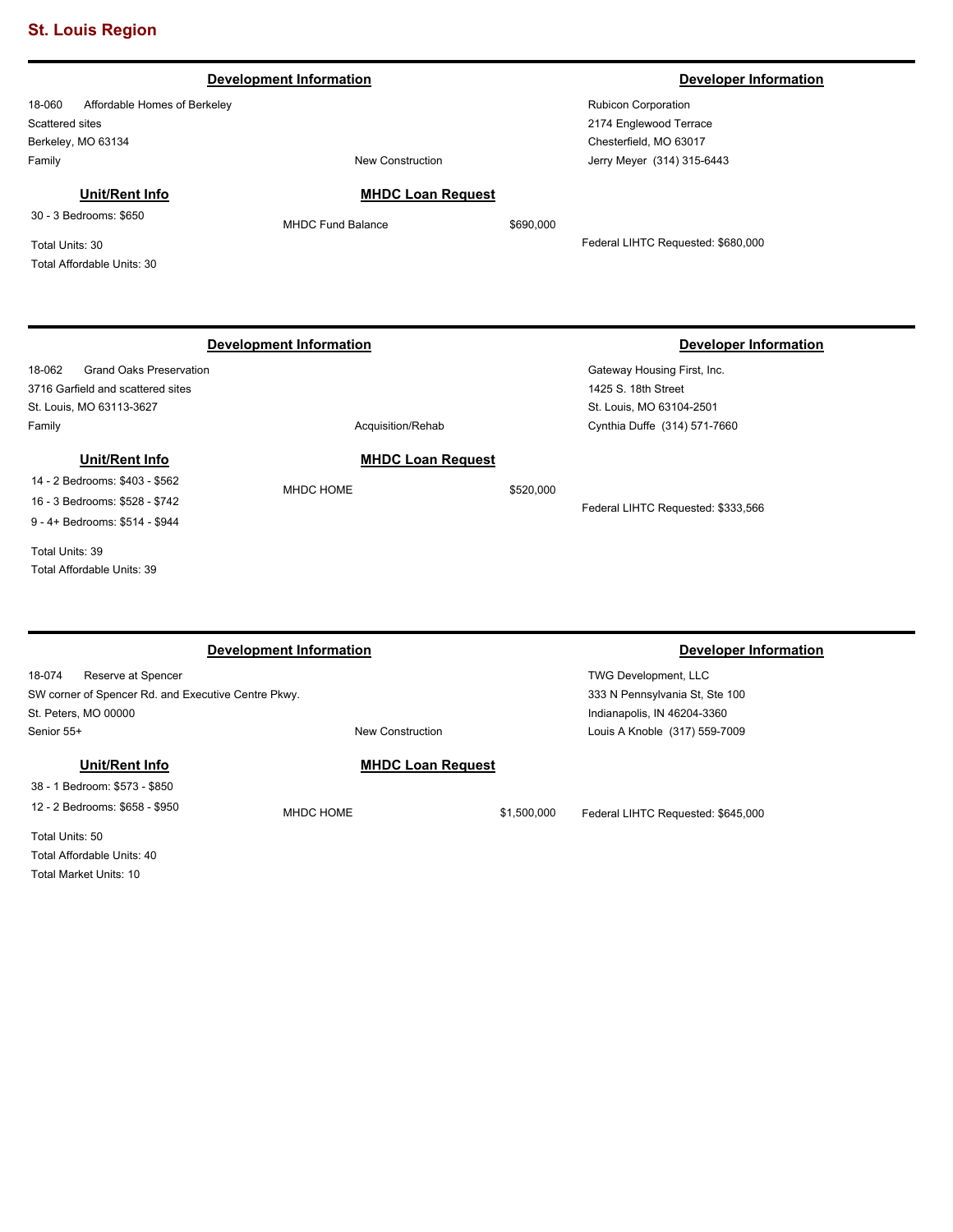## St. Louis Region

---

### Development Information

18-060 Affordable Homes of Berkeley
Scattered sites
Berkeley, MO 63134
Family

New Construction

### Developer Information

Rubicon Corporation
2174 Englewood Terrace
Chesterfield, MO 63017
Jerry Meyer (314) 315-6443

**Unit/Rent Info**

30 - 3 Bedrooms: $650

Total Units: 30
Total Affordable Units: 30

**MHDC Loan Request**

MHDC Fund Balance $690,000

Federal LIHTC Requested: $680,000

---

### Development Information

18-062 Grand Oaks Preservation
3716 Garfield and scattered sites
St. Louis, MO 63113-3627
Family

Acquisition/Rehab

### Developer Information

Gateway Housing First, Inc.
1425 S. 18th Street
St. Louis, MO 63104-2501
Cynthia Duffe (314) 571-7660

**Unit/Rent Info**

14 - 2 Bedrooms: $403 - $562
16 - 3 Bedrooms: $528 - $742
9 - 4+ Bedrooms: $514 - $944

Total Units: 39
Total Affordable Units: 39

**MHDC Loan Request**

MHDC HOME $520,000

Federal LIHTC Requested: $333,566

---

### Development Information

18-074 Reserve at Spencer
SW corner of Spencer Rd. and Executive Centre Pkwy.
St. Peters, MO 00000
Senior 55+

New Construction

### Developer Information

TWG Development, LLC
333 N Pennsylvania St, Ste 100
Indianapolis, IN 46204-3360
Louis A Knoble (317) 559-7009

**Unit/Rent Info**

38 - 1 Bedroom: $573 - $850
12 - 2 Bedrooms: $658 - $950

Total Units: 50
Total Affordable Units: 40
Total Market Units: 10

**MHDC Loan Request**

MHDC HOME $1,500,000

Federal LIHTC Requested: $645,000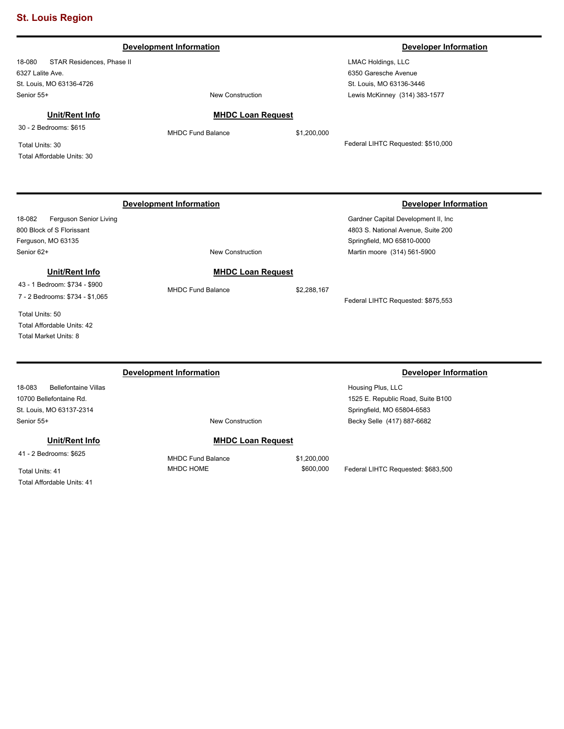## St. Louis Region

---

**Development Information**

18-080 STAR Residences, Phase II
6327 Lalite Ave.
St. Louis, MO 63136-4726
Senior 55+

New Construction

**Developer Information**

LMAC Holdings, LLC
6350 Garesche Avenue
St. Louis, MO 63136-3446
Lewis McKinney (314) 383-1577

**Unit/Rent Info**

30 - 2 Bedrooms: $615

Total Units: 30
Total Affordable Units: 30

**MHDC Loan Request**

| MHDC Fund Balance | $1,200,000 |
|---|---|

Federal LIHTC Requested: $510,000

---

**Development Information**

18-082 Ferguson Senior Living
800 Block of S Florissant
Ferguson, MO 63135
Senior 62+

New Construction

**Developer Information**

Gardner Capital Development II, Inc
4803 S. National Avenue, Suite 200
Springfield, MO 65810-0000
Martin moore (314) 561-5900

**Unit/Rent Info**

43 - 1 Bedroom: $734 - $900
7 - 2 Bedrooms: $734 - $1,065

Total Units: 50
Total Affordable Units: 42
Total Market Units: 8

**MHDC Loan Request**

| MHDC Fund Balance | $2,288,167 |
|---|---|

Federal LIHTC Requested: $875,553

---

**Development Information**

18-083 Bellefontaine Villas
10700 Bellefontaine Rd.
St. Louis, MO 63137-2314
Senior 55+

New Construction

**Developer Information**

Housing Plus, LLC
1525 E. Republic Road, Suite B100
Springfield, MO 65804-6583
Becky Selle (417) 887-6682

**Unit/Rent Info**

41 - 2 Bedrooms: $625

Total Units: 41
Total Affordable Units: 41

**MHDC Loan Request**

| MHDC Fund Balance | $1,200,000 |
|---|---|
| MHDC HOME | $600,000 |

Federal LIHTC Requested: $683,500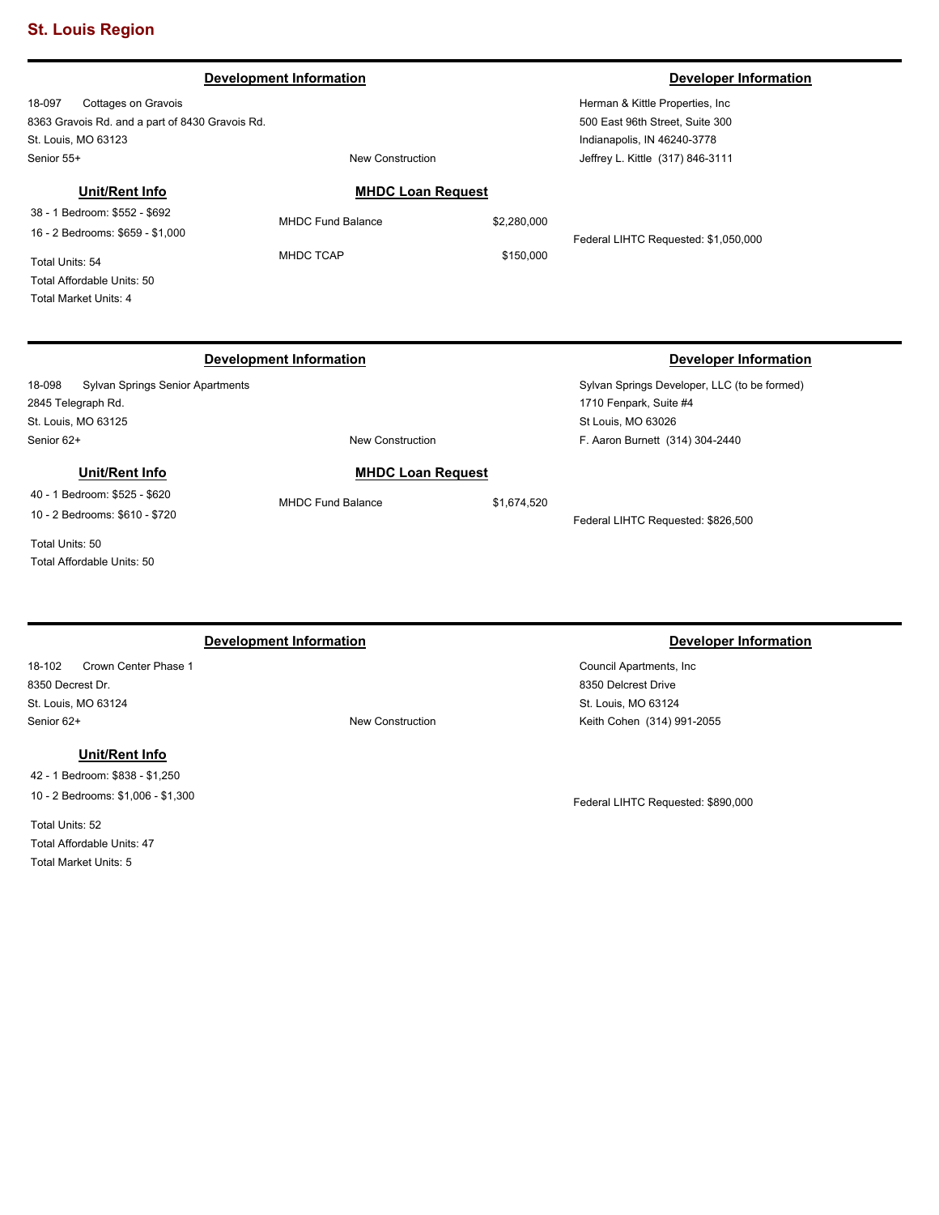## St. Louis Region

---

### Development Information

18-097 Cottages on Gravois
8363 Gravois Rd. and a part of 8430 Gravois Rd.
St. Louis, MO 63123
Senior 55+

New Construction

### Developer Information

Herman & Kittle Properties, Inc
500 East 96th Street, Suite 300
Indianapolis, IN 46240-3778
Jeffrey L. Kittle (317) 846-3111

### Unit/Rent Info

38 - 1 Bedroom: $552 - $692
16 - 2 Bedrooms: $659 - $1,000

Total Units: 54
Total Affordable Units: 50
Total Market Units: 4

### MHDC Loan Request

| | |
|---|---|
| MHDC Fund Balance | $2,280,000 |
| MHDC TCAP | $150,000 |

Federal LIHTC Requested: $1,050,000

---

### Development Information

18-098 Sylvan Springs Senior Apartments
2845 Telegraph Rd.
St. Louis, MO 63125
Senior 62+

New Construction

### Developer Information

Sylvan Springs Developer, LLC (to be formed)
1710 Fenpark, Suite #4
St Louis, MO 63026
F. Aaron Burnett (314) 304-2440

### Unit/Rent Info

40 - 1 Bedroom: $525 - $620
10 - 2 Bedrooms: $610 - $720

Total Units: 50
Total Affordable Units: 50

### MHDC Loan Request

| | |
|---|---|
| MHDC Fund Balance | $1,674,520 |

Federal LIHTC Requested: $826,500

---

### Development Information

18-102 Crown Center Phase 1
8350 Decrest Dr.
St. Louis, MO 63124
Senior 62+

New Construction

### Developer Information

Council Apartments, Inc
8350 Delcrest Drive
St. Louis, MO 63124
Keith Cohen (314) 991-2055

### Unit/Rent Info

42 - 1 Bedroom: $838 - $1,250
10 - 2 Bedrooms: $1,006 - $1,300

Total Units: 52
Total Affordable Units: 47
Total Market Units: 5

Federal LIHTC Requested: $890,000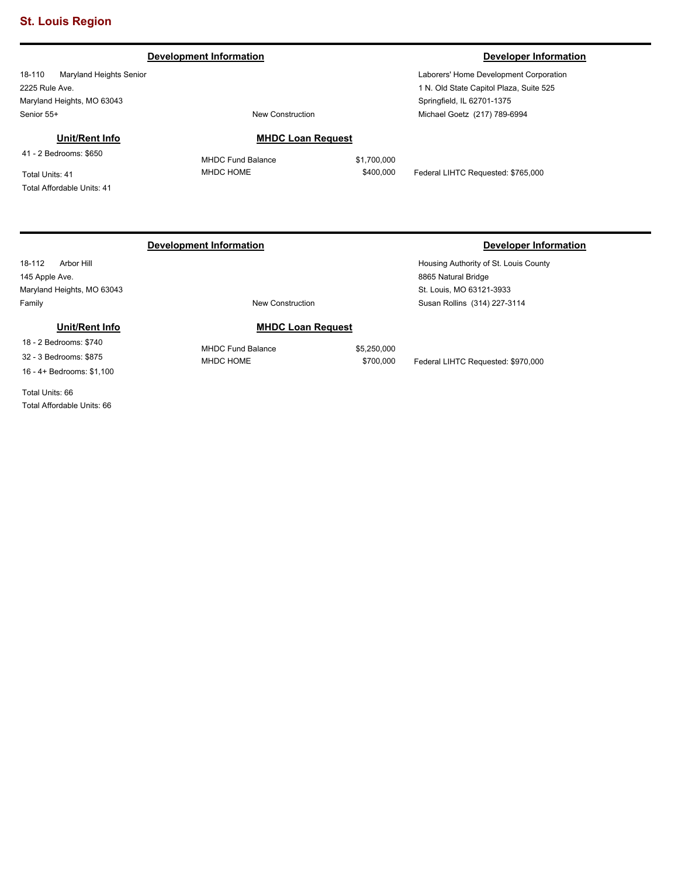## St. Louis Region

---

### Development Information

18-110 Maryland Heights Senior
2225 Rule Ave.
Maryland Heights, MO 63043
Senior 55+

New Construction

### Developer Information

Laborers' Home Development Corporation
1 N. Old State Capitol Plaza, Suite 525
Springfield, IL 62701-1375
Michael Goetz (217) 789-6994

### Unit/Rent Info

41 - 2 Bedrooms: $650

Total Units: 41
Total Affordable Units: 41

### MHDC Loan Request

| | |
|---|---|
| MHDC Fund Balance | $1,700,000 |
| MHDC HOME | $400,000 |

Federal LIHTC Requested: $765,000

---

### Development Information

18-112 Arbor Hill
145 Apple Ave.
Maryland Heights, MO 63043
Family

New Construction

### Developer Information

Housing Authority of St. Louis County
8865 Natural Bridge
St. Louis, MO 63121-3933
Susan Rollins (314) 227-3114

### Unit/Rent Info

18 - 2 Bedrooms: $740
32 - 3 Bedrooms: $875
16 - 4+ Bedrooms: $1,100

Total Units: 66
Total Affordable Units: 66

### MHDC Loan Request

| | |
|---|---|
| MHDC Fund Balance | $5,250,000 |
| MHDC HOME | $700,000 |

Federal LIHTC Requested: $970,000